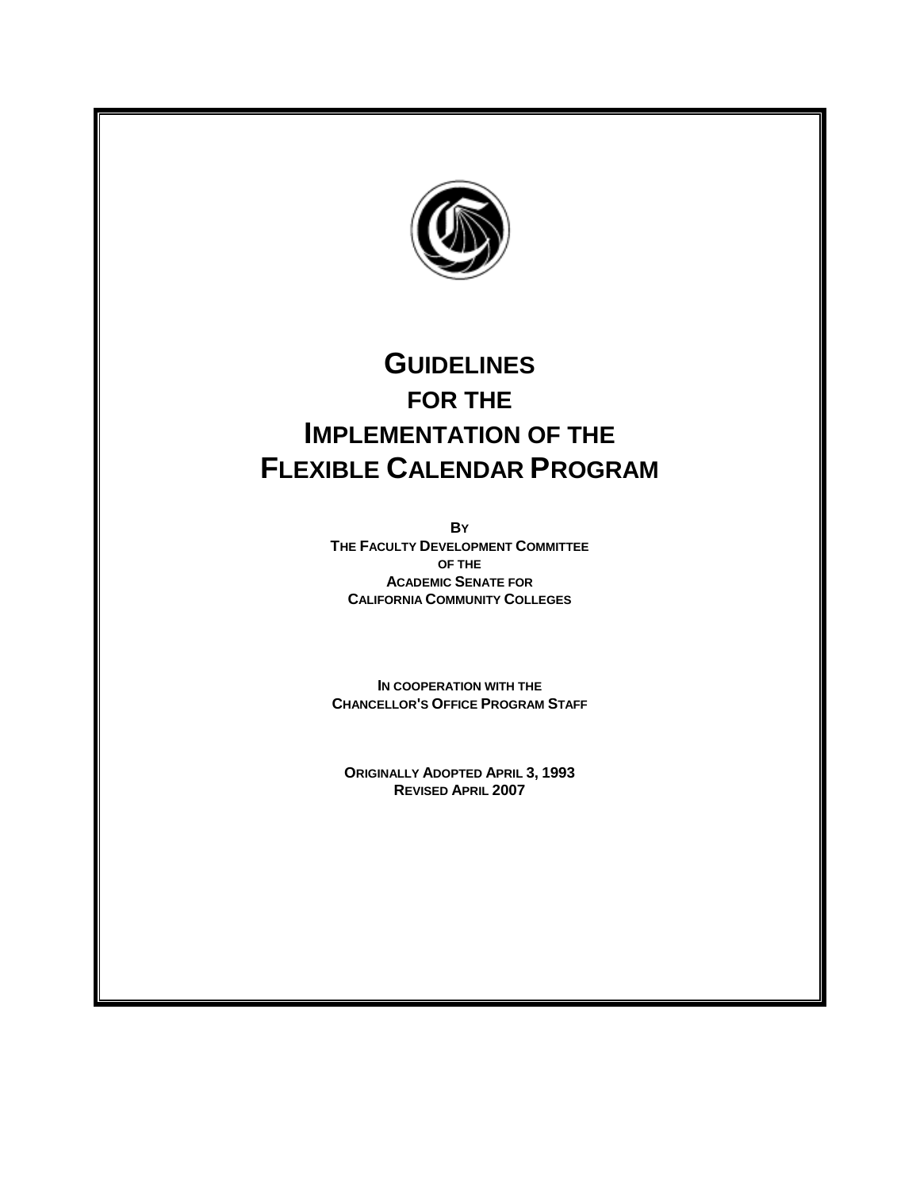# GUIDELINES FOR THE IMPLEMENTATION OF THE FLEXIBLE CALENDAR PROGRAM

**BY**
**THE FACULTY DEVELOPMENT COMMITTEE**
**OF THE**
**ACADEMIC SENATE FOR**
**CALIFORNIA COMMUNITY COLLEGES**

**IN COOPERATION WITH THE**
**CHANCELLOR'S OFFICE PROGRAM STAFF**

**ORIGINALLY ADOPTED APRIL 3, 1993**
**REVISED APRIL 2007**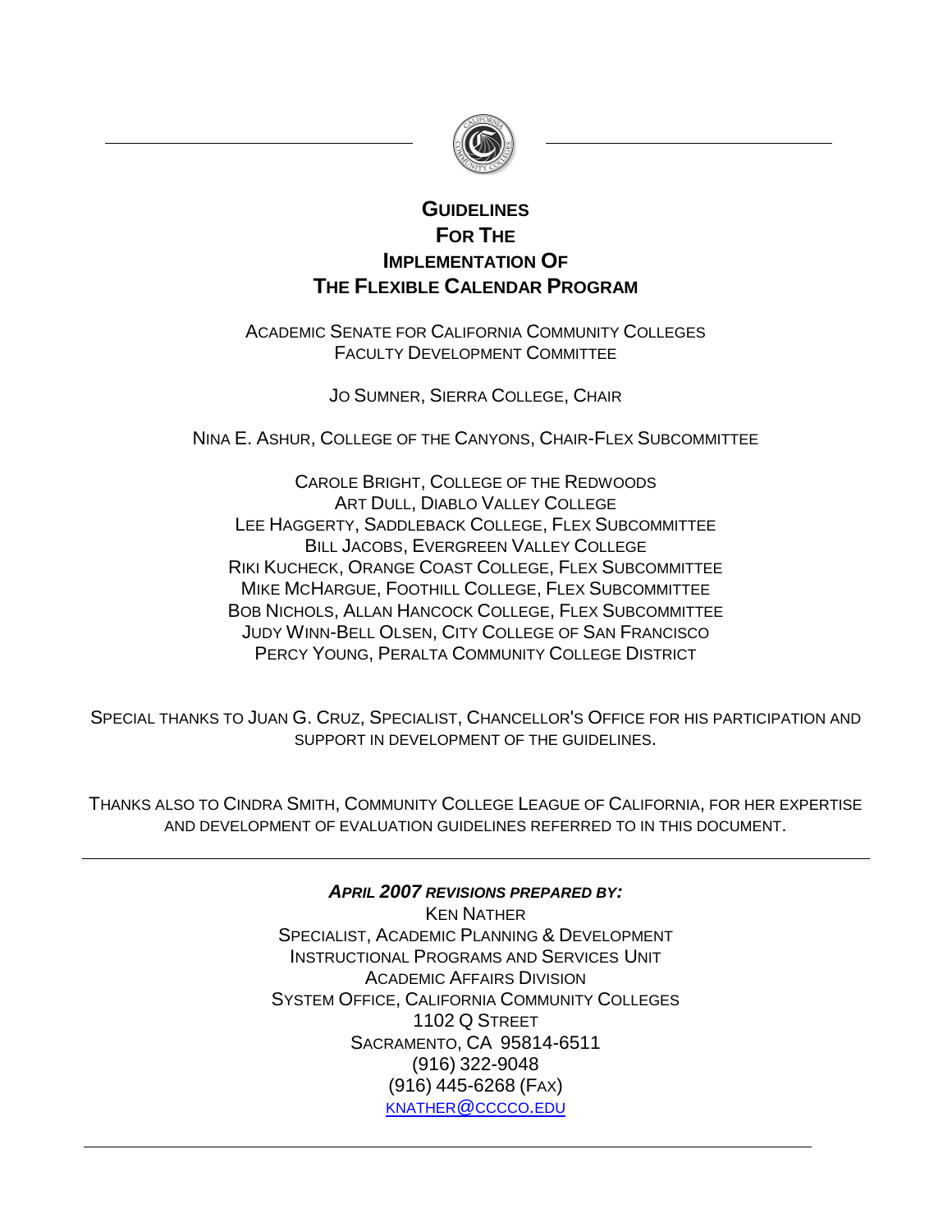# GUIDELINES FOR THE IMPLEMENTATION OF THE FLEXIBLE CALENDAR PROGRAM

ACADEMIC SENATE FOR CALIFORNIA COMMUNITY COLLEGES
FACULTY DEVELOPMENT COMMITTEE

JO SUMNER, SIERRA COLLEGE, CHAIR

NINA E. ASHUR, COLLEGE OF THE CANYONS, CHAIR-FLEX SUBCOMMITTEE

CAROLE BRIGHT, COLLEGE OF THE REDWOODS
ART DULL, DIABLO VALLEY COLLEGE
LEE HAGGERTY, SADDLEBACK COLLEGE, FLEX SUBCOMMITTEE
BILL JACOBS, EVERGREEN VALLEY COLLEGE
RIKI KUCHECK, ORANGE COAST COLLEGE, FLEX SUBCOMMITTEE
MIKE MCHARGUE, FOOTHILL COLLEGE, FLEX SUBCOMMITTEE
BOB NICHOLS, ALLAN HANCOCK COLLEGE, FLEX SUBCOMMITTEE
JUDY WINN-BELL OLSEN, CITY COLLEGE OF SAN FRANCISCO
PERCY YOUNG, PERALTA COMMUNITY COLLEGE DISTRICT

SPECIAL THANKS TO JUAN G. CRUZ, SPECIALIST, CHANCELLOR'S OFFICE FOR HIS PARTICIPATION AND SUPPORT IN DEVELOPMENT OF THE GUIDELINES.

THANKS ALSO TO CINDRA SMITH, COMMUNITY COLLEGE LEAGUE OF CALIFORNIA, FOR HER EXPERTISE AND DEVELOPMENT OF EVALUATION GUIDELINES REFERRED TO IN THIS DOCUMENT.

---

***APRIL 2007 REVISIONS PREPARED BY:***

KEN NATHER
SPECIALIST, ACADEMIC PLANNING & DEVELOPMENT
INSTRUCTIONAL PROGRAMS AND SERVICES UNIT
ACADEMIC AFFAIRS DIVISION
SYSTEM OFFICE, CALIFORNIA COMMUNITY COLLEGES
1102 Q STREET
SACRAMENTO, CA 95814-6511
(916) 322-9048
(916) 445-6268 (FAX)
KNATHER@CCCCO.EDU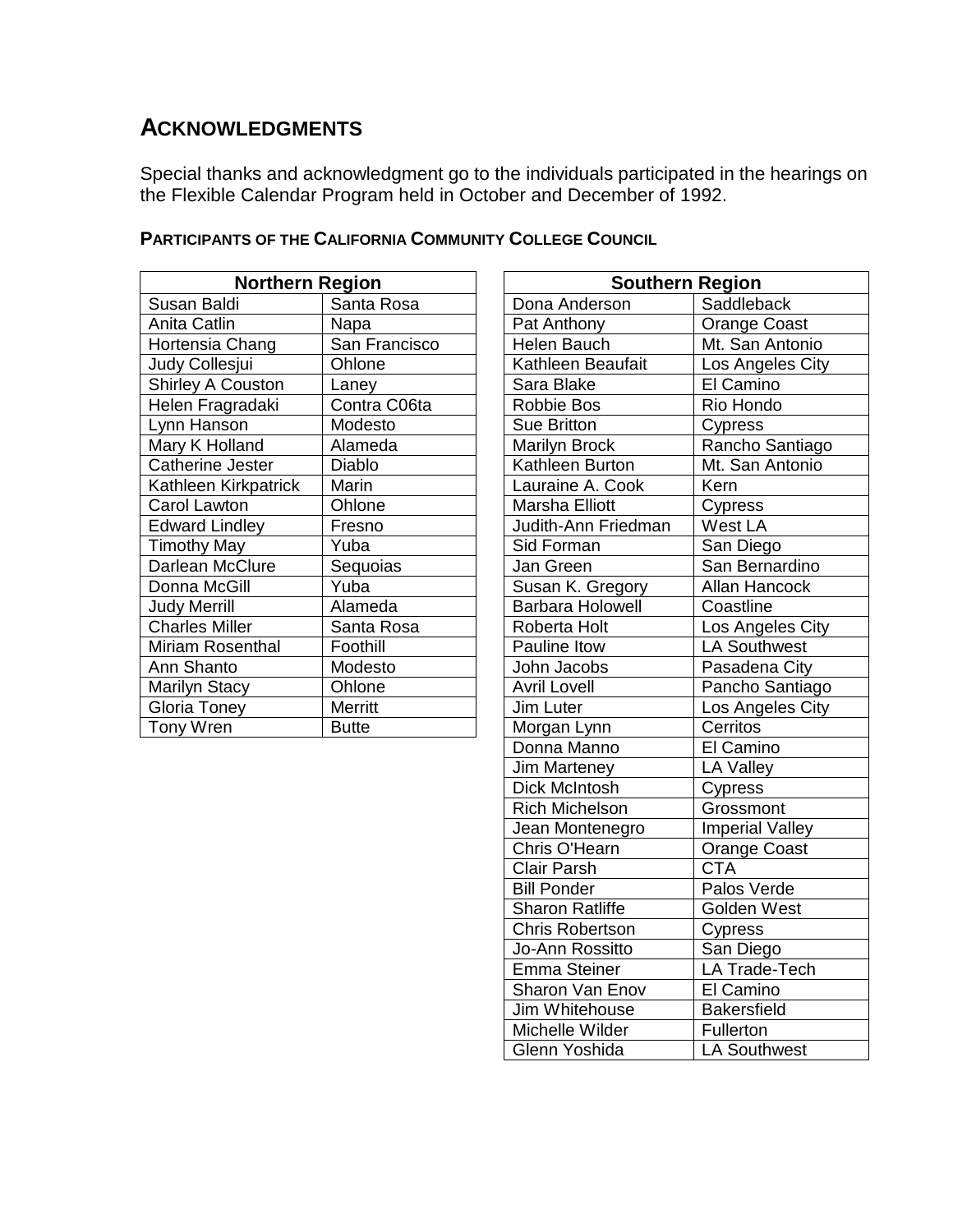## ACKNOWLEDGMENTS

Special thanks and acknowledgment go to the individuals participated in the hearings on the Flexible Calendar Program held in October and December of 1992.

### PARTICIPANTS OF THE CALIFORNIA COMMUNITY COLLEGE COUNCIL

| Northern Region | |
|---|---|
| Susan Baldi | Santa Rosa |
| Anita Catlin | Napa |
| Hortensia Chang | San Francisco |
| Judy Collesjui | Ohlone |
| Shirley A Couston | Laney |
| Helen Fragradaki | Contra C06ta |
| Lynn Hanson | Modesto |
| Mary K Holland | Alameda |
| Catherine Jester | Diablo |
| Kathleen Kirkpatrick | Marin |
| Carol Lawton | Ohlone |
| Edward Lindley | Fresno |
| Timothy May | Yuba |
| Darlean McClure | Sequoias |
| Donna McGill | Yuba |
| Judy Merrill | Alameda |
| Charles Miller | Santa Rosa |
| Miriam Rosenthal | Foothill |
| Ann Shanto | Modesto |
| Marilyn Stacy | Ohlone |
| Gloria Toney | Merritt |
| Tony Wren | Butte |

| Southern Region | |
|---|---|
| Dona Anderson | Saddleback |
| Pat Anthony | Orange Coast |
| Helen Bauch | Mt. San Antonio |
| Kathleen Beaufait | Los Angeles City |
| Sara Blake | El Camino |
| Robbie Bos | Rio Hondo |
| Sue Britton | Cypress |
| Marilyn Brock | Rancho Santiago |
| Kathleen Burton | Mt. San Antonio |
| Lauraine A. Cook | Kern |
| Marsha Elliott | Cypress |
| Judith-Ann Friedman | West LA |
| Sid Forman | San Diego |
| Jan Green | San Bernardino |
| Susan K. Gregory | Allan Hancock |
| Barbara Holowell | Coastline |
| Roberta Holt | Los Angeles City |
| Pauline Itow | LA Southwest |
| John Jacobs | Pasadena City |
| Avril Lovell | Pancho Santiago |
| Jim Luter | Los Angeles City |
| Morgan Lynn | Cerritos |
| Donna Manno | El Camino |
| Jim Marteney | LA Valley |
| Dick McIntosh | Cypress |
| Rich Michelson | Grossmont |
| Jean Montenegro | Imperial Valley |
| Chris O'Hearn | Orange Coast |
| Clair Parsh | CTA |
| Bill Ponder | Palos Verde |
| Sharon Ratliffe | Golden West |
| Chris Robertson | Cypress |
| Jo-Ann Rossitto | San Diego |
| Emma Steiner | LA Trade-Tech |
| Sharon Van Enov | El Camino |
| Jim Whitehouse | Bakersfield |
| Michelle Wilder | Fullerton |
| Glenn Yoshida | LA Southwest |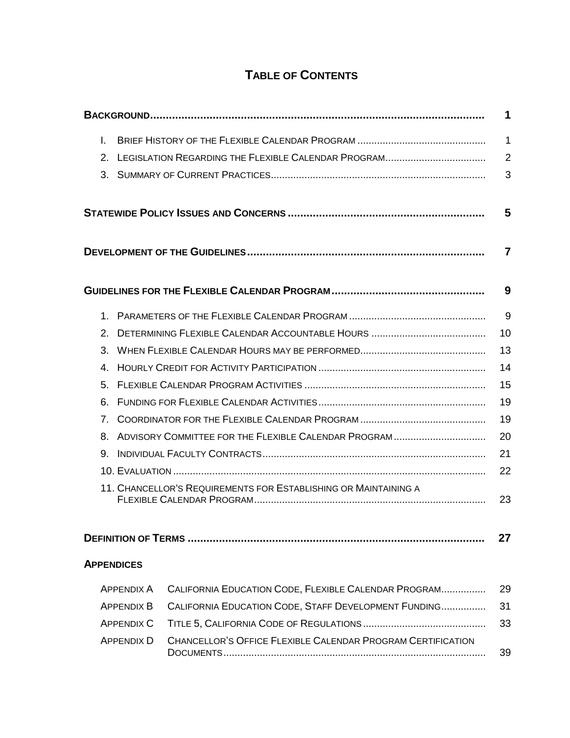# TABLE OF CONTENTS

| | |
|---|---|
| **BACKGROUND** | **1** |
| I. Brief History of the Flexible Calendar Program | 1 |
| 2. Legislation Regarding the Flexible Calendar Program | 2 |
| 3. Summary of Current Practices | 3 |
| **STATEWIDE POLICY ISSUES AND CONCERNS** | **5** |
| **DEVELOPMENT OF THE GUIDELINES** | **7** |
| **GUIDELINES FOR THE FLEXIBLE CALENDAR PROGRAM** | **9** |
| 1. Parameters of the Flexible Calendar Program | 9 |
| 2. Determining Flexible Calendar Accountable Hours | 10 |
| 3. When Flexible Calendar Hours may be performed | 13 |
| 4. Hourly Credit for Activity Participation | 14 |
| 5. Flexible Calendar Program Activities | 15 |
| 6. Funding for Flexible Calendar Activities | 19 |
| 7. Coordinator for the Flexible Calendar Program | 19 |
| 8. Advisory Committee for the Flexible Calendar Program | 20 |
| 9. Individual Faculty Contracts | 21 |
| 10. Evaluation | 22 |
| 11. Chancellor's Requirements for Establishing or Maintaining a Flexible Calendar Program | 23 |
| **DEFINITION OF TERMS** | **27** |

**APPENDICES**

| | | |
|---|---|---|
| Appendix A | California Education Code, Flexible Calendar Program | 29 |
| Appendix B | California Education Code, Staff Development Funding | 31 |
| Appendix C | Title 5, California Code of Regulations | 33 |
| Appendix D | Chancellor's Office Flexible Calendar Program Certification Documents | 39 |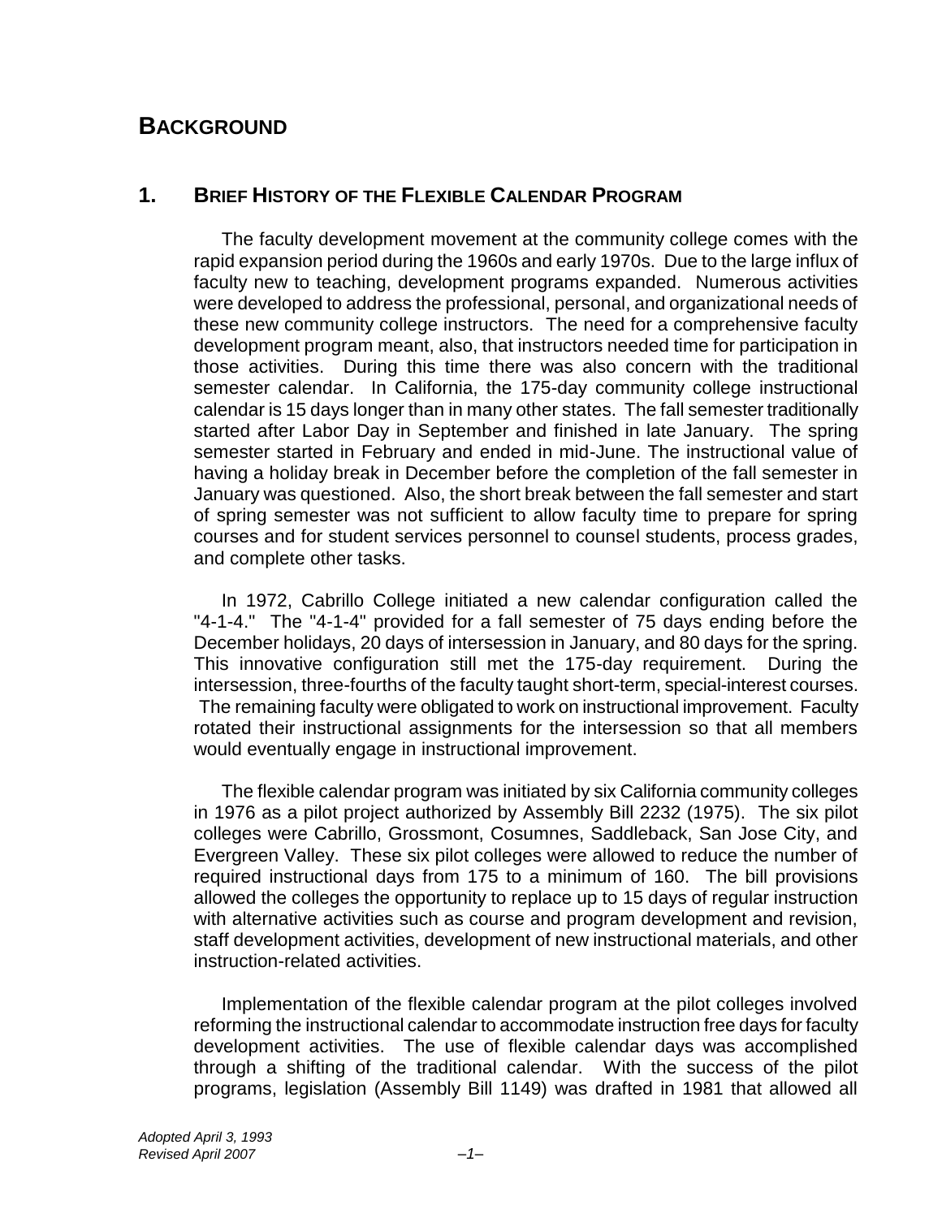# BACKGROUND

## 1. BRIEF HISTORY OF THE FLEXIBLE CALENDAR PROGRAM

The faculty development movement at the community college comes with the rapid expansion period during the 1960s and early 1970s. Due to the large influx of faculty new to teaching, development programs expanded. Numerous activities were developed to address the professional, personal, and organizational needs of these new community college instructors. The need for a comprehensive faculty development program meant, also, that instructors needed time for participation in those activities. During this time there was also concern with the traditional semester calendar. In California, the 175-day community college instructional calendar is 15 days longer than in many other states. The fall semester traditionally started after Labor Day in September and finished in late January. The spring semester started in February and ended in mid-June. The instructional value of having a holiday break in December before the completion of the fall semester in January was questioned. Also, the short break between the fall semester and start of spring semester was not sufficient to allow faculty time to prepare for spring courses and for student services personnel to counsel students, process grades, and complete other tasks.

In 1972, Cabrillo College initiated a new calendar configuration called the "4-1-4." The "4-1-4" provided for a fall semester of 75 days ending before the December holidays, 20 days of intersession in January, and 80 days for the spring. This innovative configuration still met the 175-day requirement. During the intersession, three-fourths of the faculty taught short-term, special-interest courses. The remaining faculty were obligated to work on instructional improvement. Faculty rotated their instructional assignments for the intersession so that all members would eventually engage in instructional improvement.

The flexible calendar program was initiated by six California community colleges in 1976 as a pilot project authorized by Assembly Bill 2232 (1975). The six pilot colleges were Cabrillo, Grossmont, Cosumnes, Saddleback, San Jose City, and Evergreen Valley. These six pilot colleges were allowed to reduce the number of required instructional days from 175 to a minimum of 160. The bill provisions allowed the colleges the opportunity to replace up to 15 days of regular instruction with alternative activities such as course and program development and revision, staff development activities, development of new instructional materials, and other instruction-related activities.

Implementation of the flexible calendar program at the pilot colleges involved reforming the instructional calendar to accommodate instruction free days for faculty development activities. The use of flexible calendar days was accomplished through a shifting of the traditional calendar. With the success of the pilot programs, legislation (Assembly Bill 1149) was drafted in 1981 that allowed all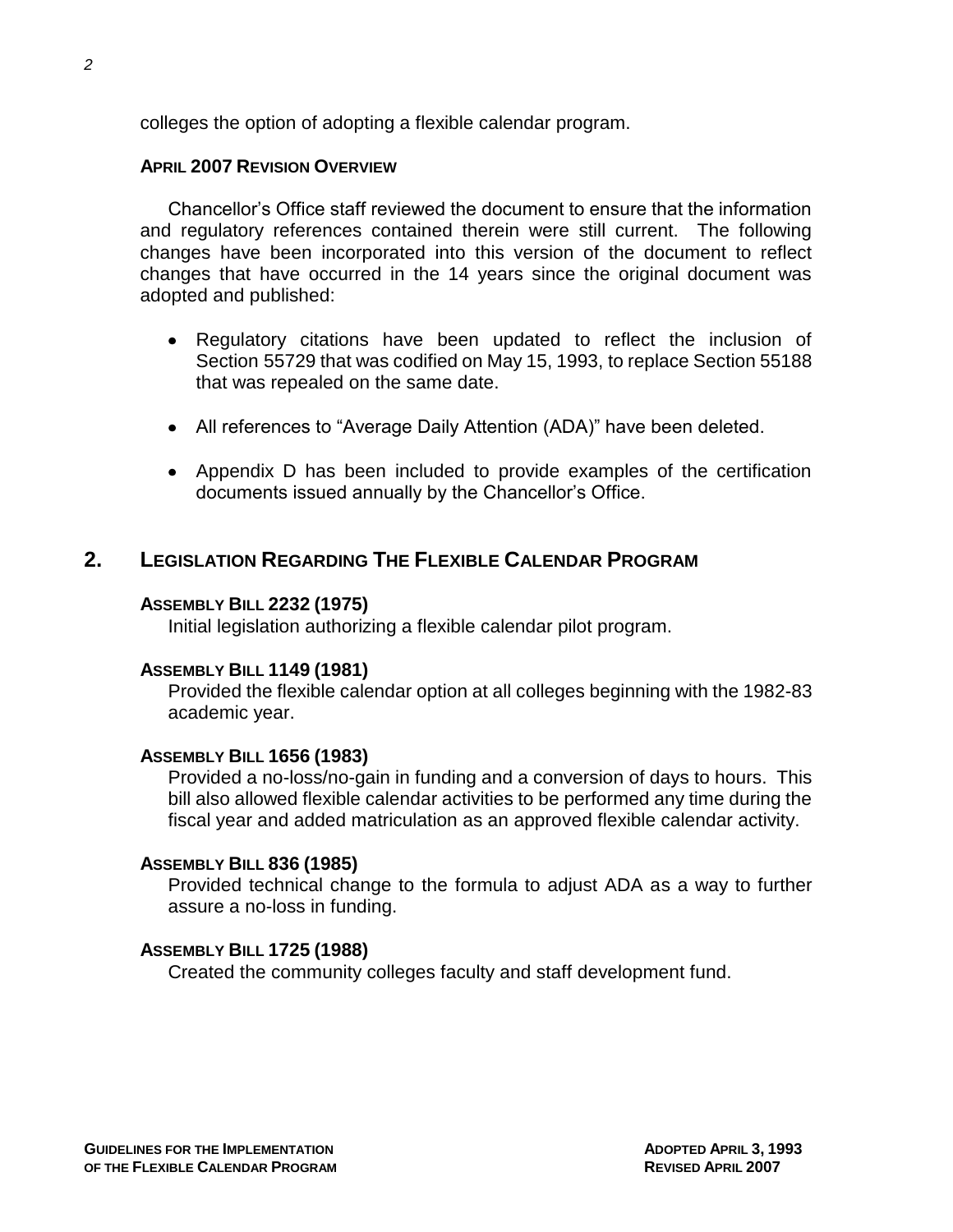colleges the option of adopting a flexible calendar program.

#### APRIL 2007 REVISION OVERVIEW

Chancellor's Office staff reviewed the document to ensure that the information and regulatory references contained therein were still current. The following changes have been incorporated into this version of the document to reflect changes that have occurred in the 14 years since the original document was adopted and published:

- Regulatory citations have been updated to reflect the inclusion of Section 55729 that was codified on May 15, 1993, to replace Section 55188 that was repealed on the same date.
- All references to "Average Daily Attention (ADA)" have been deleted.
- Appendix D has been included to provide examples of the certification documents issued annually by the Chancellor's Office.

## 2. LEGISLATION REGARDING THE FLEXIBLE CALENDAR PROGRAM

#### ASSEMBLY BILL 2232 (1975)

Initial legislation authorizing a flexible calendar pilot program.

#### ASSEMBLY BILL 1149 (1981)

Provided the flexible calendar option at all colleges beginning with the 1982-83 academic year.

#### ASSEMBLY BILL 1656 (1983)

Provided a no-loss/no-gain in funding and a conversion of days to hours. This bill also allowed flexible calendar activities to be performed any time during the fiscal year and added matriculation as an approved flexible calendar activity.

#### ASSEMBLY BILL 836 (1985)

Provided technical change to the formula to adjust ADA as a way to further assure a no-loss in funding.

#### ASSEMBLY BILL 1725 (1988)

Created the community colleges faculty and staff development fund.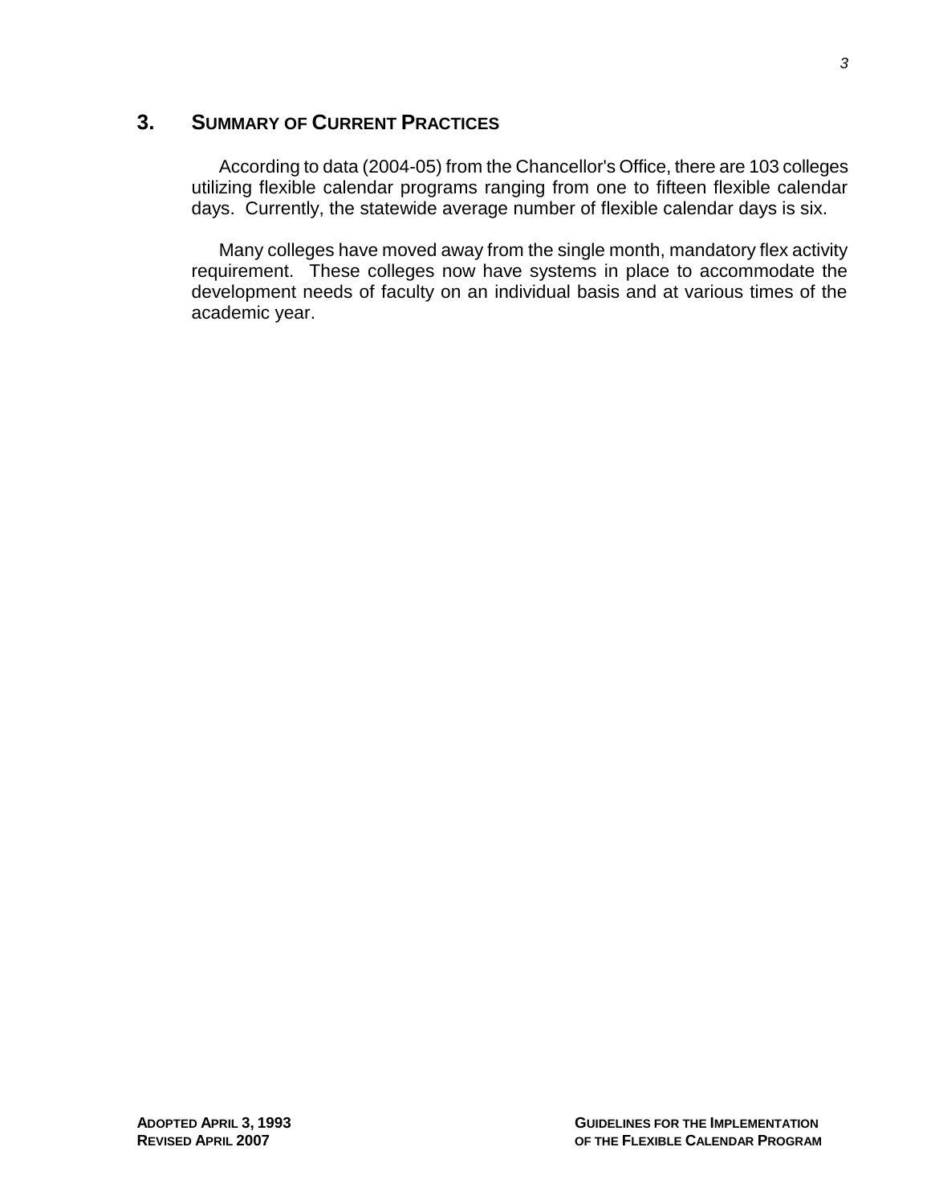## 3. Summary of Current Practices

According to data (2004-05) from the Chancellor's Office, there are 103 colleges utilizing flexible calendar programs ranging from one to fifteen flexible calendar days. Currently, the statewide average number of flexible calendar days is six.

Many colleges have moved away from the single month, mandatory flex activity requirement. These colleges now have systems in place to accommodate the development needs of faculty on an individual basis and at various times of the academic year.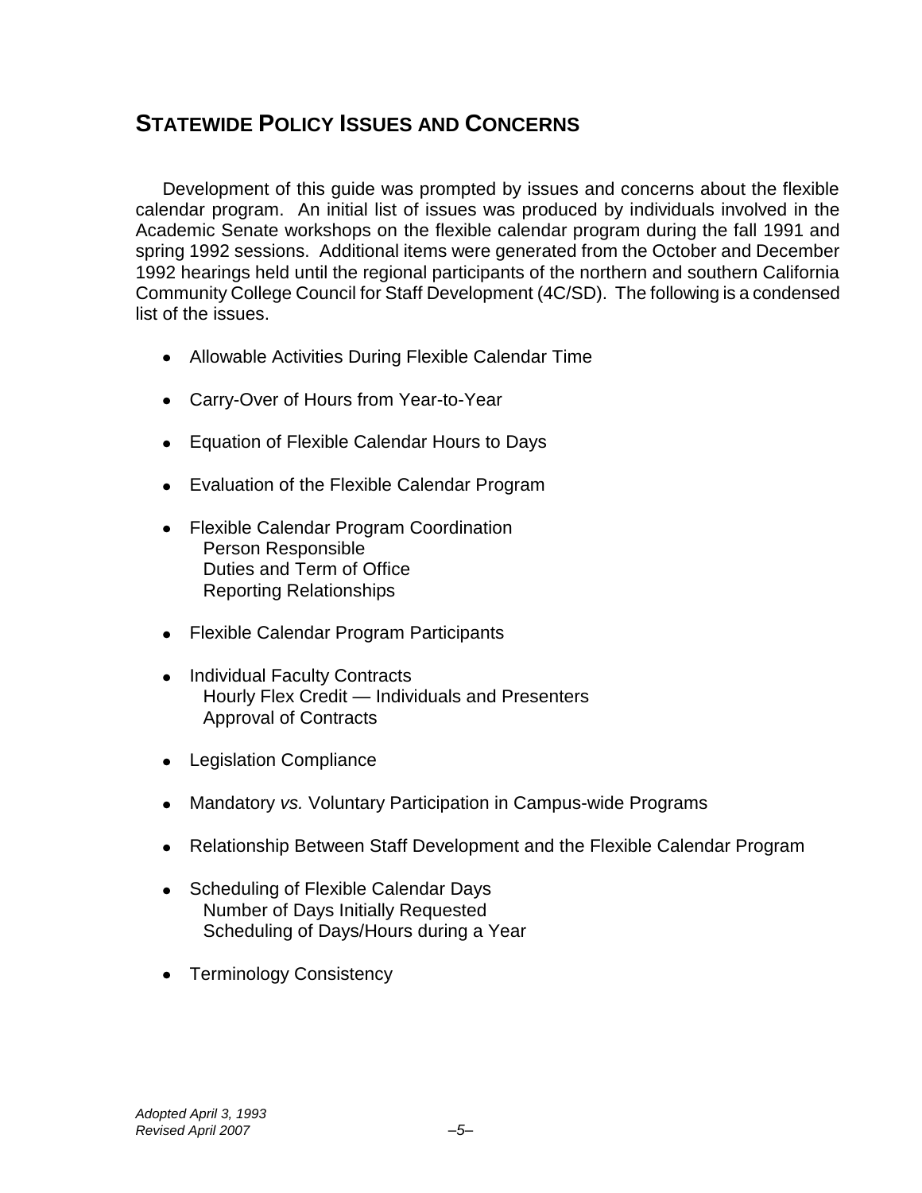## STATEWIDE POLICY ISSUES AND CONCERNS

Development of this guide was prompted by issues and concerns about the flexible calendar program. An initial list of issues was produced by individuals involved in the Academic Senate workshops on the flexible calendar program during the fall 1991 and spring 1992 sessions. Additional items were generated from the October and December 1992 hearings held until the regional participants of the northern and southern California Community College Council for Staff Development (4C/SD). The following is a condensed list of the issues.

- Allowable Activities During Flexible Calendar Time
- Carry-Over of Hours from Year-to-Year
- Equation of Flexible Calendar Hours to Days
- Evaluation of the Flexible Calendar Program
- Flexible Calendar Program Coordination
  - Person Responsible
  - Duties and Term of Office
  - Reporting Relationships
- Flexible Calendar Program Participants
- Individual Faculty Contracts
  - Hourly Flex Credit — Individuals and Presenters
  - Approval of Contracts
- Legislation Compliance
- Mandatory *vs.* Voluntary Participation in Campus-wide Programs
- Relationship Between Staff Development and the Flexible Calendar Program
- Scheduling of Flexible Calendar Days
  - Number of Days Initially Requested
  - Scheduling of Days/Hours during a Year
- Terminology Consistency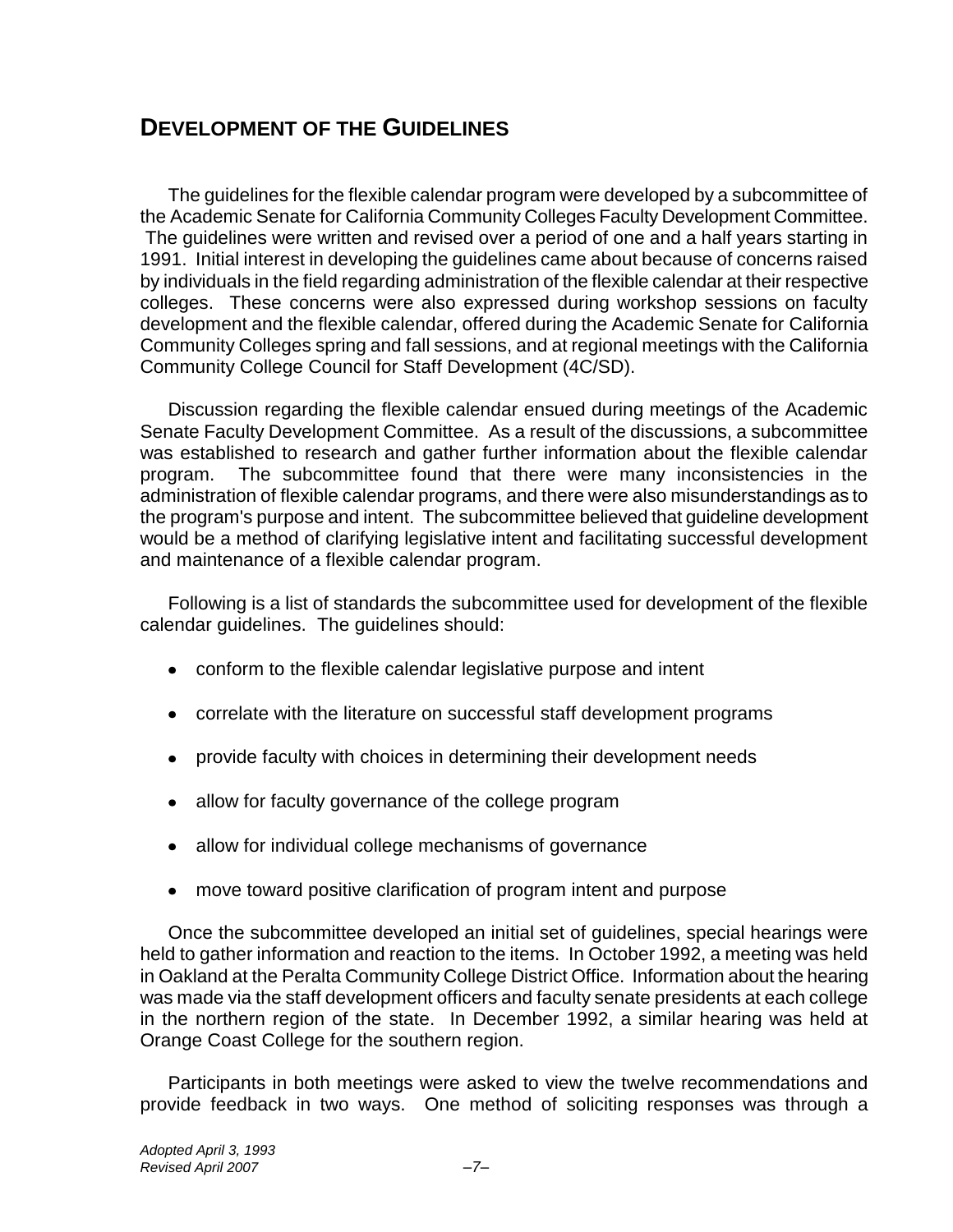## Development of the Guidelines

The guidelines for the flexible calendar program were developed by a subcommittee of the Academic Senate for California Community Colleges Faculty Development Committee. The guidelines were written and revised over a period of one and a half years starting in 1991. Initial interest in developing the guidelines came about because of concerns raised by individuals in the field regarding administration of the flexible calendar at their respective colleges. These concerns were also expressed during workshop sessions on faculty development and the flexible calendar, offered during the Academic Senate for California Community Colleges spring and fall sessions, and at regional meetings with the California Community College Council for Staff Development (4C/SD).

Discussion regarding the flexible calendar ensued during meetings of the Academic Senate Faculty Development Committee. As a result of the discussions, a subcommittee was established to research and gather further information about the flexible calendar program. The subcommittee found that there were many inconsistencies in the administration of flexible calendar programs, and there were also misunderstandings as to the program's purpose and intent. The subcommittee believed that guideline development would be a method of clarifying legislative intent and facilitating successful development and maintenance of a flexible calendar program.

Following is a list of standards the subcommittee used for development of the flexible calendar guidelines. The guidelines should:

- conform to the flexible calendar legislative purpose and intent
- correlate with the literature on successful staff development programs
- provide faculty with choices in determining their development needs
- allow for faculty governance of the college program
- allow for individual college mechanisms of governance
- move toward positive clarification of program intent and purpose

Once the subcommittee developed an initial set of guidelines, special hearings were held to gather information and reaction to the items. In October 1992, a meeting was held in Oakland at the Peralta Community College District Office. Information about the hearing was made via the staff development officers and faculty senate presidents at each college in the northern region of the state. In December 1992, a similar hearing was held at Orange Coast College for the southern region.

Participants in both meetings were asked to view the twelve recommendations and provide feedback in two ways. One method of soliciting responses was through a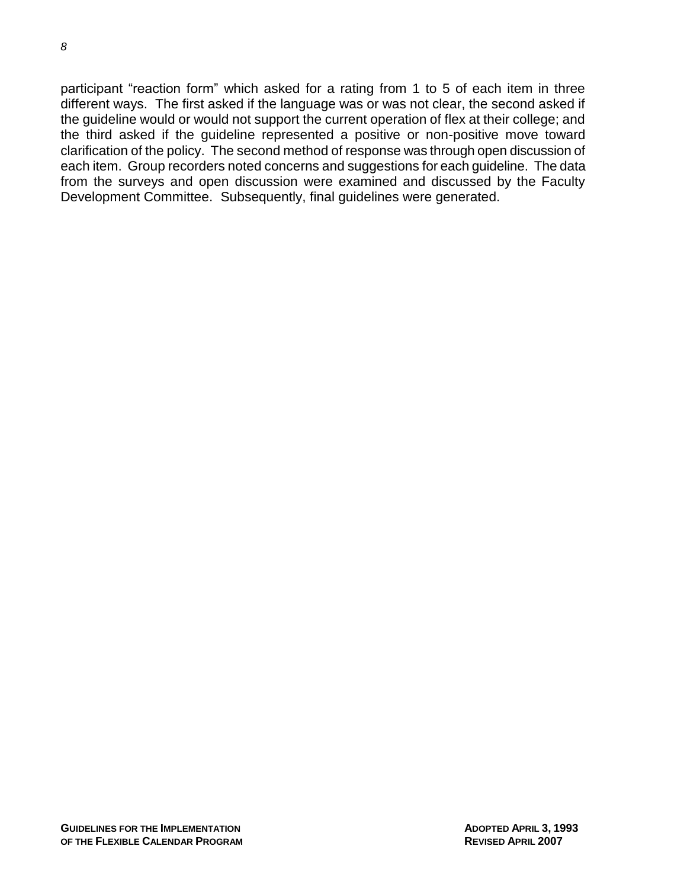participant "reaction form" which asked for a rating from 1 to 5 of each item in three different ways. The first asked if the language was or was not clear, the second asked if the guideline would or would not support the current operation of flex at their college; and the third asked if the guideline represented a positive or non-positive move toward clarification of the policy. The second method of response was through open discussion of each item. Group recorders noted concerns and suggestions for each guideline. The data from the surveys and open discussion were examined and discussed by the Faculty Development Committee. Subsequently, final guidelines were generated.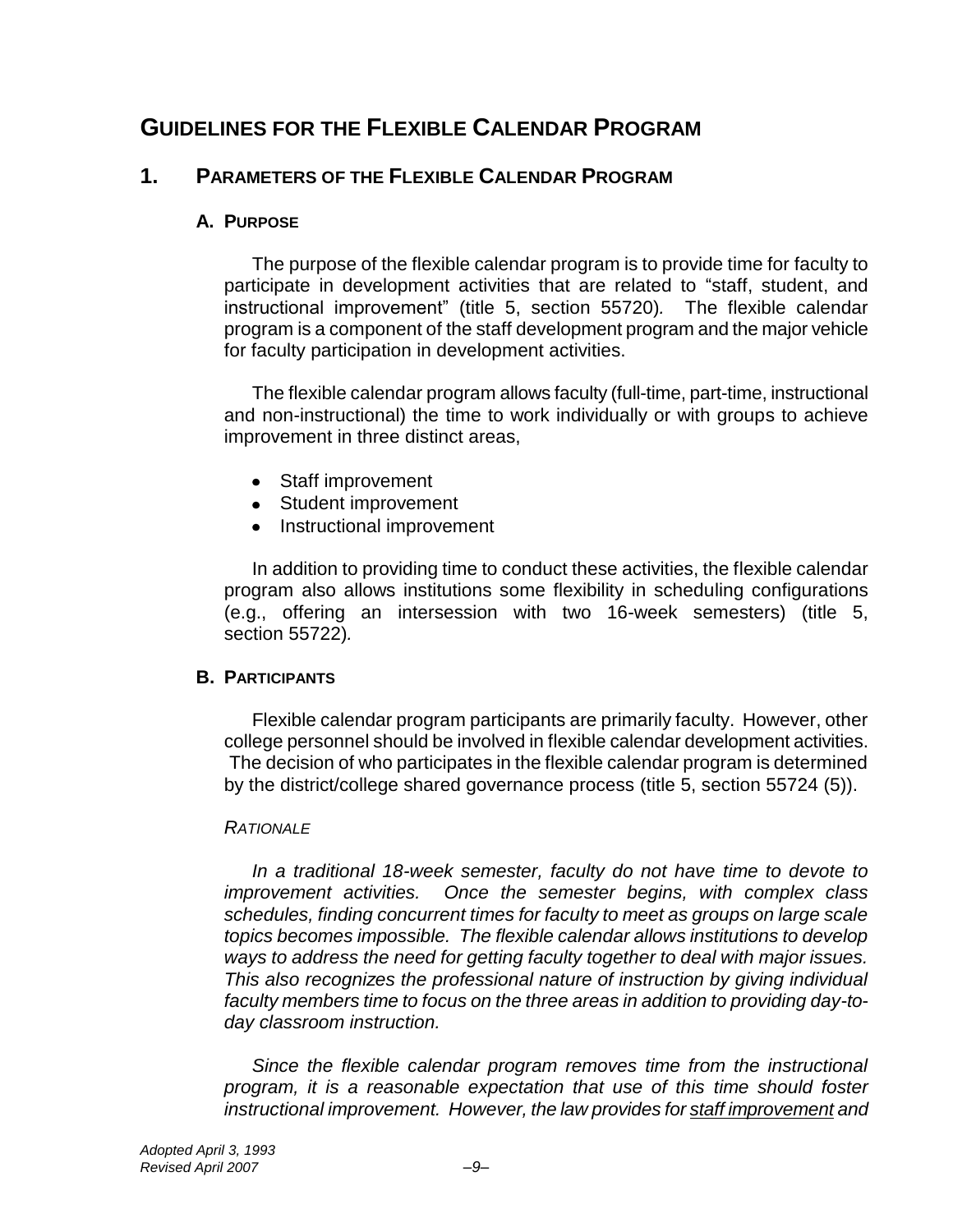# Guidelines for the Flexible Calendar Program

## 1. Parameters of the Flexible Calendar Program

### A. Purpose

The purpose of the flexible calendar program is to provide time for faculty to participate in development activities that are related to "staff, student, and instructional improvement" (title 5, section 55720). The flexible calendar program is a component of the staff development program and the major vehicle for faculty participation in development activities.

The flexible calendar program allows faculty (full-time, part-time, instructional and non-instructional) the time to work individually or with groups to achieve improvement in three distinct areas,

- Staff improvement
- Student improvement
- Instructional improvement

In addition to providing time to conduct these activities, the flexible calendar program also allows institutions some flexibility in scheduling configurations (e.g., offering an intersession with two 16-week semesters) (title 5, section 55722).

### B. Participants

Flexible calendar program participants are primarily faculty. However, other college personnel should be involved in flexible calendar development activities. The decision of who participates in the flexible calendar program is determined by the district/college shared governance process (title 5, section 55724 (5)).

*Rationale*

*In a traditional 18-week semester, faculty do not have time to devote to improvement activities. Once the semester begins, with complex class schedules, finding concurrent times for faculty to meet as groups on large scale topics becomes impossible. The flexible calendar allows institutions to develop ways to address the need for getting faculty together to deal with major issues. This also recognizes the professional nature of instruction by giving individual faculty members time to focus on the three areas in addition to providing day-to-day classroom instruction.*

*Since the flexible calendar program removes time from the instructional program, it is a reasonable expectation that use of this time should foster instructional improvement. However, the law provides for <u>staff improvement</u> and*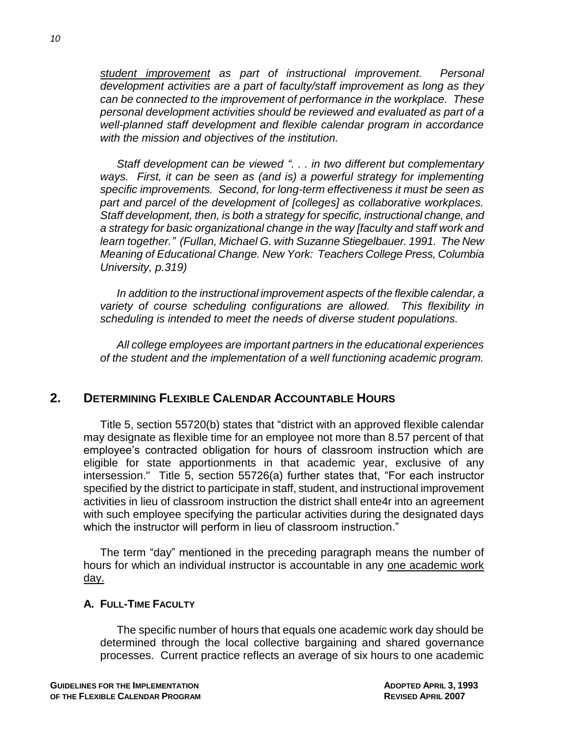*<u>student improvement</u> as part of instructional improvement. Personal development activities are a part of faculty/staff improvement as long as they can be connected to the improvement of performance in the workplace. These personal development activities should be reviewed and evaluated as part of a well-planned staff development and flexible calendar program in accordance with the mission and objectives of the institution.*

*Staff development can be viewed ". . . in two different but complementary ways. First, it can be seen as (and is) a powerful strategy for implementing specific improvements. Second, for long-term effectiveness it must be seen as part and parcel of the development of [colleges] as collaborative workplaces. Staff development, then, is both a strategy for specific, instructional change, and a strategy for basic organizational change in the way [faculty and staff work and learn together." (Fullan, Michael G. with Suzanne Stiegelbauer. 1991. The New Meaning of Educational Change. New York: Teachers College Press, Columbia University, p.319)*

*In addition to the instructional improvement aspects of the flexible calendar, a variety of course scheduling configurations are allowed. This flexibility in scheduling is intended to meet the needs of diverse student populations.*

*All college employees are important partners in the educational experiences of the student and the implementation of a well functioning academic program.*

## 2. Determining Flexible Calendar Accountable Hours

Title 5, section 55720(b) states that "district with an approved flexible calendar may designate as flexible time for an employee not more than 8.57 percent of that employee's contracted obligation for hours of classroom instruction which are eligible for state apportionments in that academic year, exclusive of any intersession." Title 5, section 55726(a) further states that, "For each instructor specified by the district to participate in staff, student, and instructional improvement activities in lieu of classroom instruction the district shall ente4r into an agreement with such employee specifying the particular activities during the designated days which the instructor will perform in lieu of classroom instruction."

The term "day" mentioned in the preceding paragraph means the number of hours for which an individual instructor is accountable in any <u>one academic work day.</u>

### A. Full-Time Faculty

The specific number of hours that equals one academic work day should be determined through the local collective bargaining and shared governance processes. Current practice reflects an average of six hours to one academic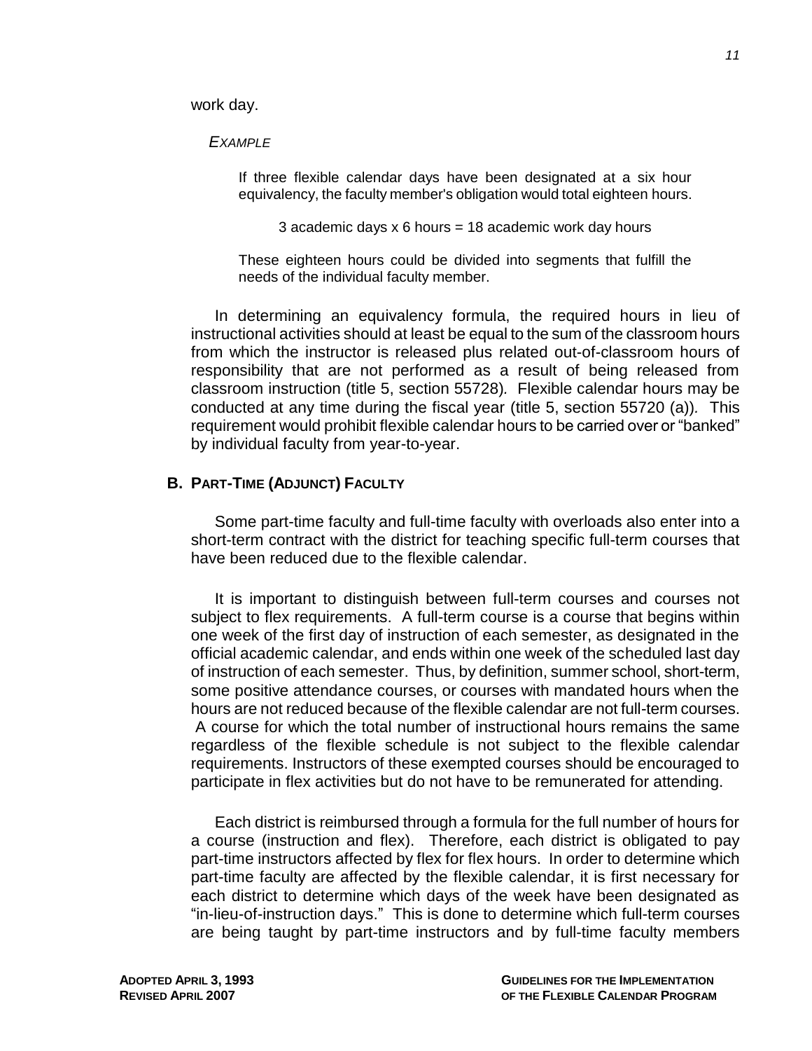work day.

*EXAMPLE*

> If three flexible calendar days have been designated at a six hour equivalency, the faculty member's obligation would total eighteen hours.
>
> 3 academic days x 6 hours = 18 academic work day hours
>
> These eighteen hours could be divided into segments that fulfill the needs of the individual faculty member.

In determining an equivalency formula, the required hours in lieu of instructional activities should at least be equal to the sum of the classroom hours from which the instructor is released plus related out-of-classroom hours of responsibility that are not performed as a result of being released from classroom instruction (title 5, section 55728). Flexible calendar hours may be conducted at any time during the fiscal year (title 5, section 55720 (a)). This requirement would prohibit flexible calendar hours to be carried over or "banked" by individual faculty from year-to-year.

### B. PART-TIME (ADJUNCT) FACULTY

Some part-time faculty and full-time faculty with overloads also enter into a short-term contract with the district for teaching specific full-term courses that have been reduced due to the flexible calendar.

It is important to distinguish between full-term courses and courses not subject to flex requirements. A full-term course is a course that begins within one week of the first day of instruction of each semester, as designated in the official academic calendar, and ends within one week of the scheduled last day of instruction of each semester. Thus, by definition, summer school, short-term, some positive attendance courses, or courses with mandated hours when the hours are not reduced because of the flexible calendar are not full-term courses. A course for which the total number of instructional hours remains the same regardless of the flexible schedule is not subject to the flexible calendar requirements. Instructors of these exempted courses should be encouraged to participate in flex activities but do not have to be remunerated for attending.

Each district is reimbursed through a formula for the full number of hours for a course (instruction and flex). Therefore, each district is obligated to pay part-time instructors affected by flex for flex hours. In order to determine which part-time faculty are affected by the flexible calendar, it is first necessary for each district to determine which days of the week have been designated as "in-lieu-of-instruction days." This is done to determine which full-term courses are being taught by part-time instructors and by full-time faculty members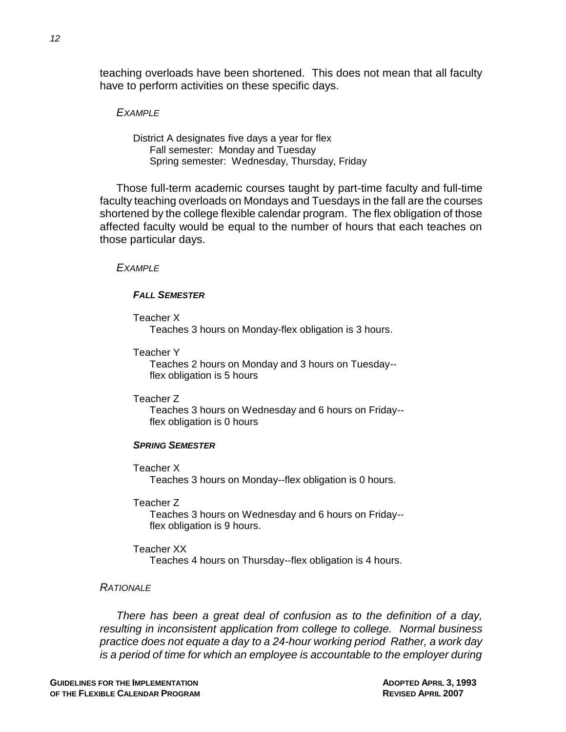teaching overloads have been shortened. This does not mean that all faculty have to perform activities on these specific days.

*EXAMPLE*

District A designates five days a year for flex
Fall semester: Monday and Tuesday
Spring semester: Wednesday, Thursday, Friday

Those full-term academic courses taught by part-time faculty and full-time faculty teaching overloads on Mondays and Tuesdays in the fall are the courses shortened by the college flexible calendar program. The flex obligation of those affected faculty would be equal to the number of hours that each teaches on those particular days.

*EXAMPLE*

***FALL SEMESTER***

Teacher X
Teaches 3 hours on Monday-flex obligation is 3 hours.

Teacher Y
Teaches 2 hours on Monday and 3 hours on Tuesday--
flex obligation is 5 hours

Teacher Z
Teaches 3 hours on Wednesday and 6 hours on Friday--
flex obligation is 0 hours

***SPRING SEMESTER***

Teacher X
Teaches 3 hours on Monday--flex obligation is 0 hours.

Teacher Z
Teaches 3 hours on Wednesday and 6 hours on Friday--
flex obligation is 9 hours.

Teacher XX
Teaches 4 hours on Thursday--flex obligation is 4 hours.

*RATIONALE*

*There has been a great deal of confusion as to the definition of a day, resulting in inconsistent application from college to college. Normal business practice does not equate a day to a 24-hour working period Rather, a work day is a period of time for which an employee is accountable to the employer during*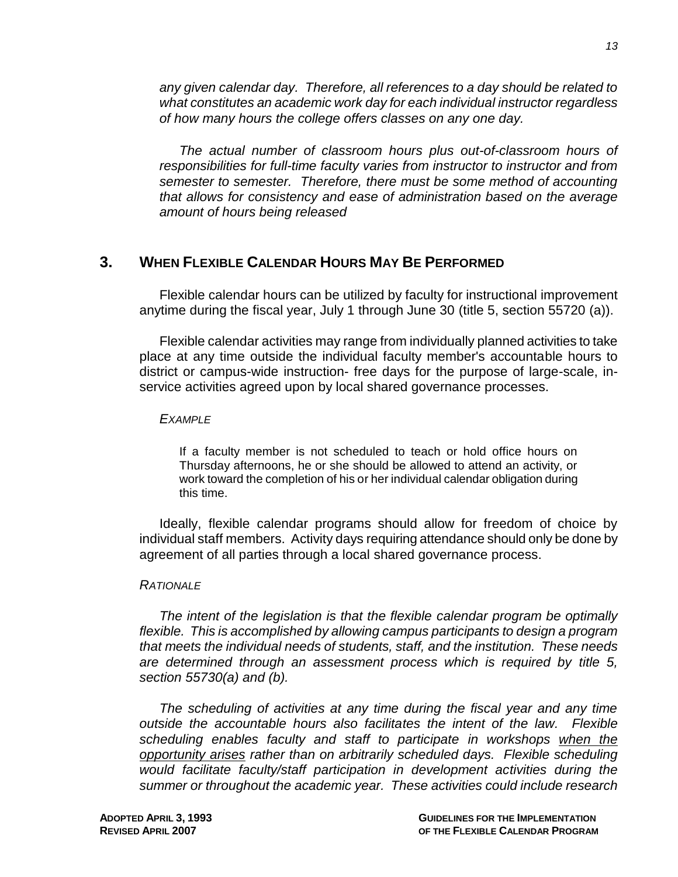*any given calendar day. Therefore, all references to a day should be related to what constitutes an academic work day for each individual instructor regardless of how many hours the college offers classes on any one day.*

*The actual number of classroom hours plus out-of-classroom hours of responsibilities for full-time faculty varies from instructor to instructor and from semester to semester. Therefore, there must be some method of accounting that allows for consistency and ease of administration based on the average amount of hours being released*

## 3. WHEN FLEXIBLE CALENDAR HOURS MAY BE PERFORMED

Flexible calendar hours can be utilized by faculty for instructional improvement anytime during the fiscal year, July 1 through June 30 (title 5, section 55720 (a)).

Flexible calendar activities may range from individually planned activities to take place at any time outside the individual faculty member's accountable hours to district or campus-wide instruction- free days for the purpose of large-scale, in-service activities agreed upon by local shared governance processes.

*EXAMPLE*

If a faculty member is not scheduled to teach or hold office hours on Thursday afternoons, he or she should be allowed to attend an activity, or work toward the completion of his or her individual calendar obligation during this time.

Ideally, flexible calendar programs should allow for freedom of choice by individual staff members. Activity days requiring attendance should only be done by agreement of all parties through a local shared governance process.

*RATIONALE*

*The intent of the legislation is that the flexible calendar program be optimally flexible. This is accomplished by allowing campus participants to design a program that meets the individual needs of students, staff, and the institution. These needs are determined through an assessment process which is required by title 5, section 55730(a) and (b).*

*The scheduling of activities at any time during the fiscal year and any time outside the accountable hours also facilitates the intent of the law. Flexible scheduling enables faculty and staff to participate in workshops <u>when the opportunity arises</u> rather than on arbitrarily scheduled days. Flexible scheduling would facilitate faculty/staff participation in development activities during the summer or throughout the academic year. These activities could include research*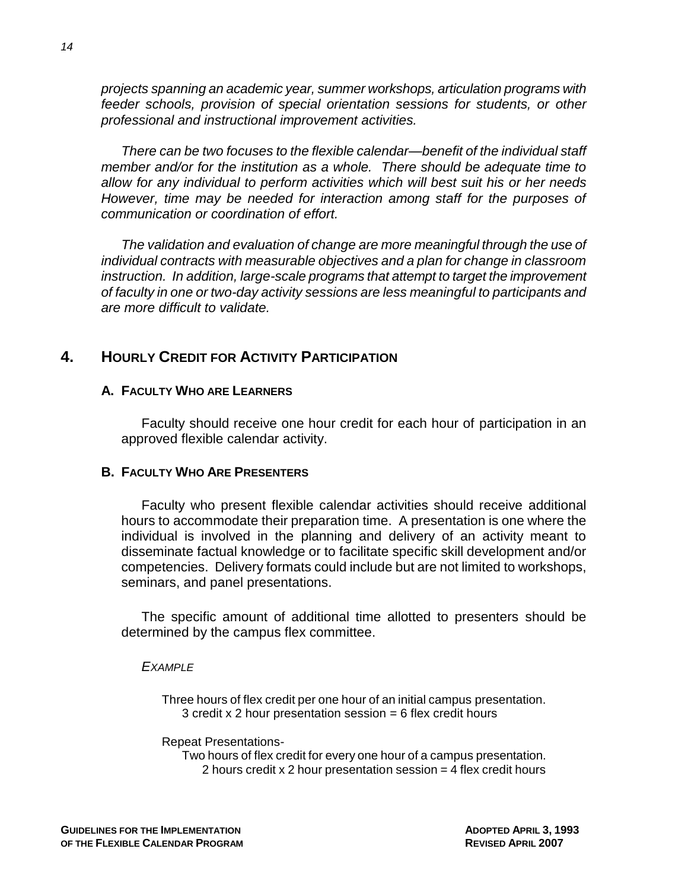*projects spanning an academic year, summer workshops, articulation programs with feeder schools, provision of special orientation sessions for students, or other professional and instructional improvement activities.*

*There can be two focuses to the flexible calendar—benefit of the individual staff member and/or for the institution as a whole. There should be adequate time to allow for any individual to perform activities which will best suit his or her needs However, time may be needed for interaction among staff for the purposes of communication or coordination of effort.*

*The validation and evaluation of change are more meaningful through the use of individual contracts with measurable objectives and a plan for change in classroom instruction. In addition, large-scale programs that attempt to target the improvement of faculty in one or two-day activity sessions are less meaningful to participants and are more difficult to validate.*

## 4. HOURLY CREDIT FOR ACTIVITY PARTICIPATION

### A. FACULTY WHO ARE LEARNERS

Faculty should receive one hour credit for each hour of participation in an approved flexible calendar activity.

### B. FACULTY WHO ARE PRESENTERS

Faculty who present flexible calendar activities should receive additional hours to accommodate their preparation time. A presentation is one where the individual is involved in the planning and delivery of an activity meant to disseminate factual knowledge or to facilitate specific skill development and/or competencies. Delivery formats could include but are not limited to workshops, seminars, and panel presentations.

The specific amount of additional time allotted to presenters should be determined by the campus flex committee.

*EXAMPLE*

Three hours of flex credit per one hour of an initial campus presentation.
3 credit x 2 hour presentation session = 6 flex credit hours

Repeat Presentations-
Two hours of flex credit for every one hour of a campus presentation.
2 hours credit x 2 hour presentation session = 4 flex credit hours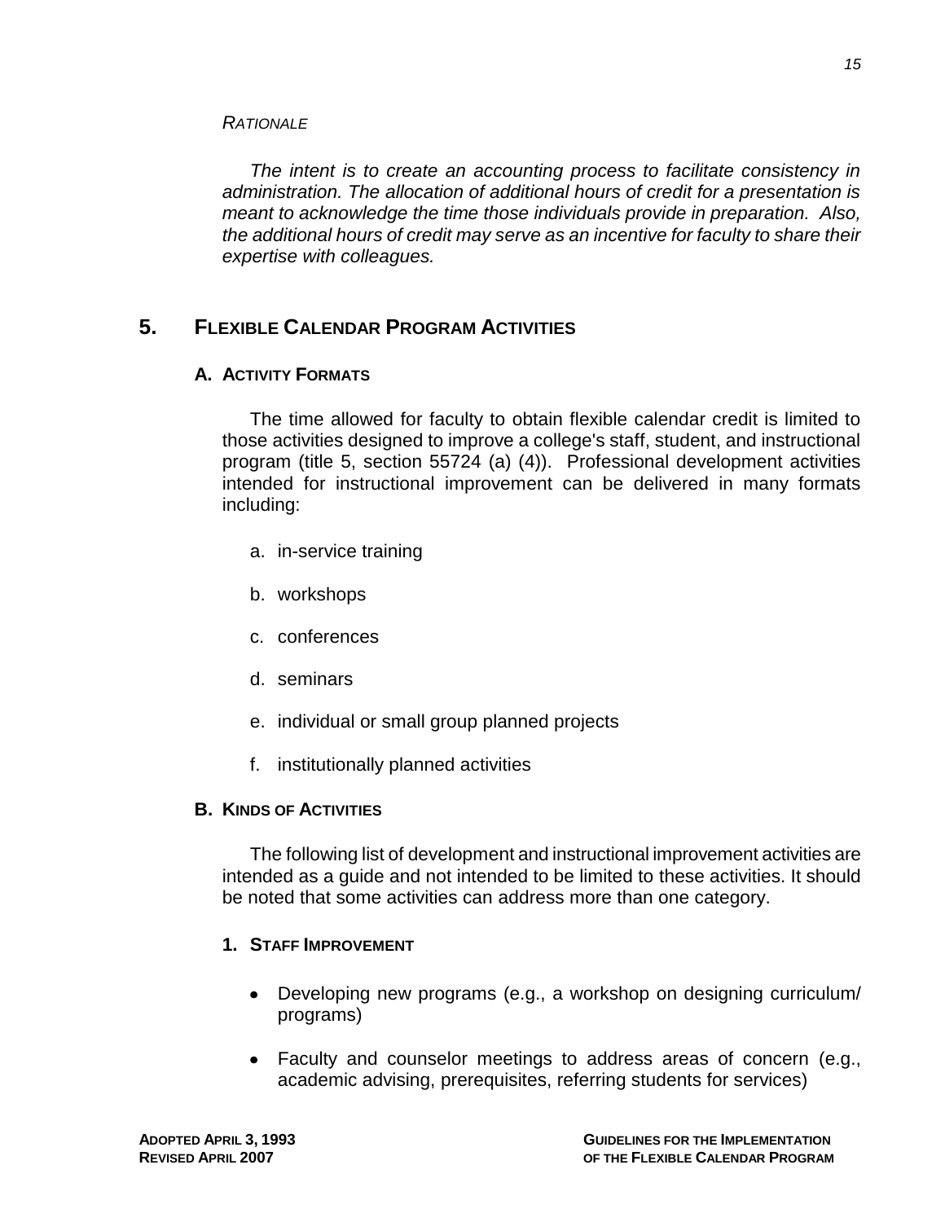*RATIONALE*

*The intent is to create an accounting process to facilitate consistency in administration. The allocation of additional hours of credit for a presentation is meant to acknowledge the time those individuals provide in preparation. Also, the additional hours of credit may serve as an incentive for faculty to share their expertise with colleagues.*

## 5. FLEXIBLE CALENDAR PROGRAM ACTIVITIES

### A. ACTIVITY FORMATS

The time allowed for faculty to obtain flexible calendar credit is limited to those activities designed to improve a college's staff, student, and instructional program (title 5, section 55724 (a) (4)). Professional development activities intended for instructional improvement can be delivered in many formats including:

a. in-service training

b. workshops

c. conferences

d. seminars

e. individual or small group planned projects

f. institutionally planned activities

### B. KINDS OF ACTIVITIES

The following list of development and instructional improvement activities are intended as a guide and not intended to be limited to these activities. It should be noted that some activities can address more than one category.

#### 1. STAFF IMPROVEMENT

- Developing new programs (e.g., a workshop on designing curriculum/ programs)
- Faculty and counselor meetings to address areas of concern (e.g., academic advising, prerequisites, referring students for services)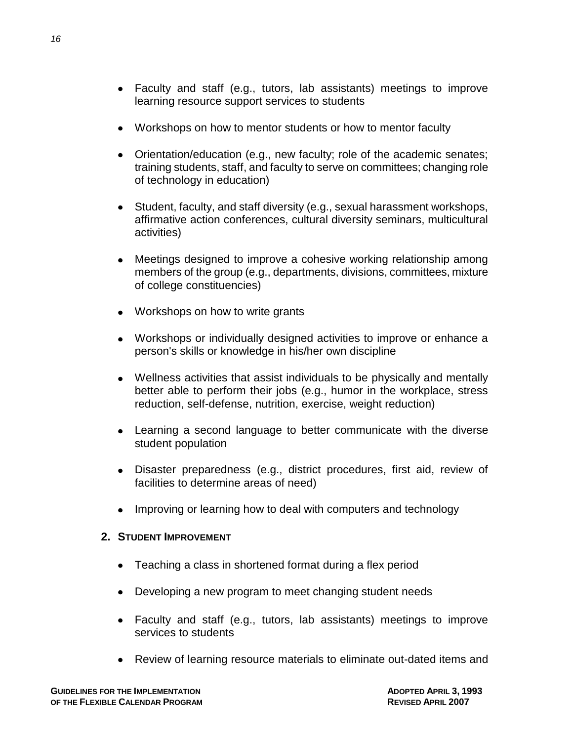- Faculty and staff (e.g., tutors, lab assistants) meetings to improve learning resource support services to students
- Workshops on how to mentor students or how to mentor faculty
- Orientation/education (e.g., new faculty; role of the academic senates; training students, staff, and faculty to serve on committees; changing role of technology in education)
- Student, faculty, and staff diversity (e.g., sexual harassment workshops, affirmative action conferences, cultural diversity seminars, multicultural activities)
- Meetings designed to improve a cohesive working relationship among members of the group (e.g., departments, divisions, committees, mixture of college constituencies)
- Workshops on how to write grants
- Workshops or individually designed activities to improve or enhance a person's skills or knowledge in his/her own discipline
- Wellness activities that assist individuals to be physically and mentally better able to perform their jobs (e.g., humor in the workplace, stress reduction, self-defense, nutrition, exercise, weight reduction)
- Learning a second language to better communicate with the diverse student population
- Disaster preparedness (e.g., district procedures, first aid, review of facilities to determine areas of need)
- Improving or learning how to deal with computers and technology

**2. STUDENT IMPROVEMENT**

- Teaching a class in shortened format during a flex period
- Developing a new program to meet changing student needs
- Faculty and staff (e.g., tutors, lab assistants) meetings to improve services to students
- Review of learning resource materials to eliminate out-dated items and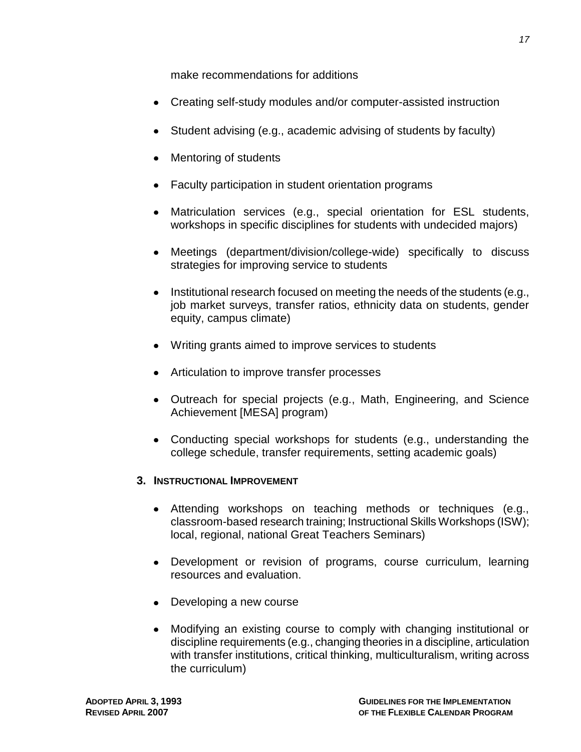make recommendations for additions

- Creating self-study modules and/or computer-assisted instruction
- Student advising (e.g., academic advising of students by faculty)
- Mentoring of students
- Faculty participation in student orientation programs
- Matriculation services (e.g., special orientation for ESL students, workshops in specific disciplines for students with undecided majors)
- Meetings (department/division/college-wide) specifically to discuss strategies for improving service to students
- Institutional research focused on meeting the needs of the students (e.g., job market surveys, transfer ratios, ethnicity data on students, gender equity, campus climate)
- Writing grants aimed to improve services to students
- Articulation to improve transfer processes
- Outreach for special projects (e.g., Math, Engineering, and Science Achievement [MESA] program)
- Conducting special workshops for students (e.g., understanding the college schedule, transfer requirements, setting academic goals)

### 3. Instructional Improvement

- Attending workshops on teaching methods or techniques (e.g., classroom-based research training; Instructional Skills Workshops (ISW); local, regional, national Great Teachers Seminars)
- Development or revision of programs, course curriculum, learning resources and evaluation.
- Developing a new course
- Modifying an existing course to comply with changing institutional or discipline requirements (e.g., changing theories in a discipline, articulation with transfer institutions, critical thinking, multiculturalism, writing across the curriculum)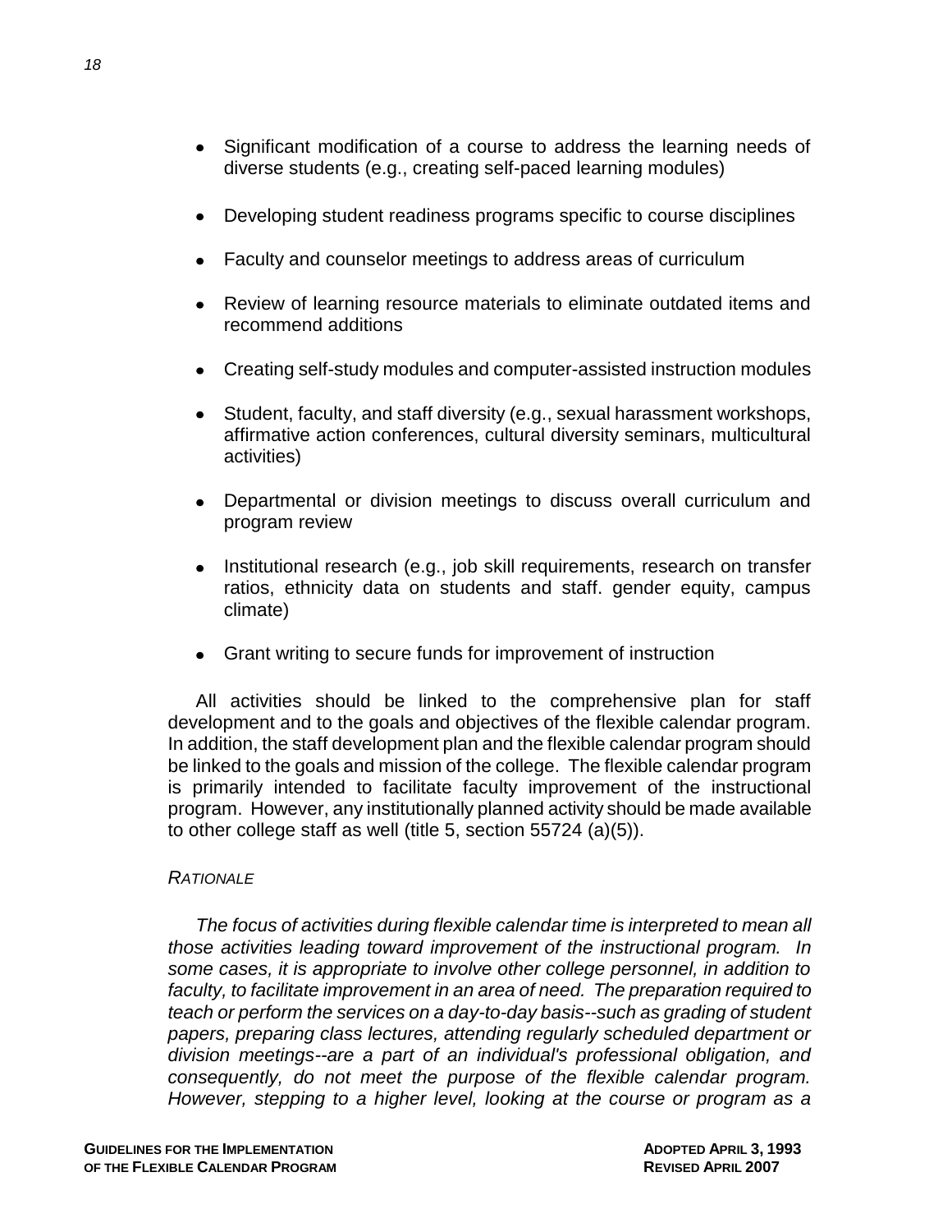- Significant modification of a course to address the learning needs of diverse students (e.g., creating self-paced learning modules)

- Developing student readiness programs specific to course disciplines

- Faculty and counselor meetings to address areas of curriculum

- Review of learning resource materials to eliminate outdated items and recommend additions

- Creating self-study modules and computer-assisted instruction modules

- Student, faculty, and staff diversity (e.g., sexual harassment workshops, affirmative action conferences, cultural diversity seminars, multicultural activities)

- Departmental or division meetings to discuss overall curriculum and program review

- Institutional research (e.g., job skill requirements, research on transfer ratios, ethnicity data on students and staff. gender equity, campus climate)

- Grant writing to secure funds for improvement of instruction

All activities should be linked to the comprehensive plan for staff development and to the goals and objectives of the flexible calendar program. In addition, the staff development plan and the flexible calendar program should be linked to the goals and mission of the college. The flexible calendar program is primarily intended to facilitate faculty improvement of the instructional program. However, any institutionally planned activity should be made available to other college staff as well (title 5, section 55724 (a)(5)).

*RATIONALE*

*The focus of activities during flexible calendar time is interpreted to mean all those activities leading toward improvement of the instructional program. In some cases, it is appropriate to involve other college personnel, in addition to faculty, to facilitate improvement in an area of need. The preparation required to teach or perform the services on a day-to-day basis--such as grading of student papers, preparing class lectures, attending regularly scheduled department or division meetings--are a part of an individual's professional obligation, and consequently, do not meet the purpose of the flexible calendar program. However, stepping to a higher level, looking at the course or program as a*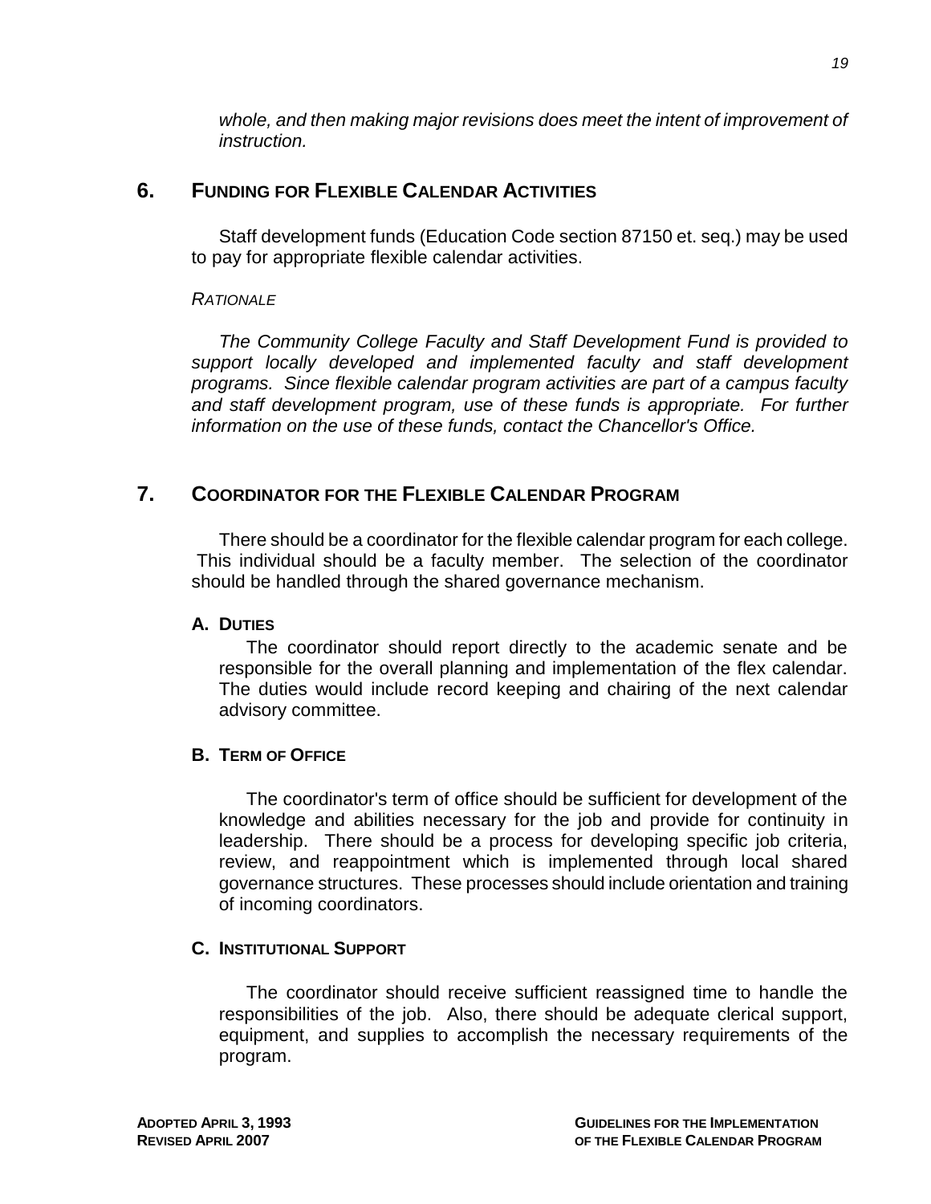*whole, and then making major revisions does meet the intent of improvement of instruction.*

## 6. FUNDING FOR FLEXIBLE CALENDAR ACTIVITIES

Staff development funds (Education Code section 87150 et. seq.) may be used to pay for appropriate flexible calendar activities.

*RATIONALE*

*The Community College Faculty and Staff Development Fund is provided to support locally developed and implemented faculty and staff development programs. Since flexible calendar program activities are part of a campus faculty and staff development program, use of these funds is appropriate. For further information on the use of these funds, contact the Chancellor's Office.*

## 7. COORDINATOR FOR THE FLEXIBLE CALENDAR PROGRAM

There should be a coordinator for the flexible calendar program for each college. This individual should be a faculty member. The selection of the coordinator should be handled through the shared governance mechanism.

### A. DUTIES

The coordinator should report directly to the academic senate and be responsible for the overall planning and implementation of the flex calendar. The duties would include record keeping and chairing of the next calendar advisory committee.

### B. TERM OF OFFICE

The coordinator's term of office should be sufficient for development of the knowledge and abilities necessary for the job and provide for continuity in leadership. There should be a process for developing specific job criteria, review, and reappointment which is implemented through local shared governance structures. These processes should include orientation and training of incoming coordinators.

### C. INSTITUTIONAL SUPPORT

The coordinator should receive sufficient reassigned time to handle the responsibilities of the job. Also, there should be adequate clerical support, equipment, and supplies to accomplish the necessary requirements of the program.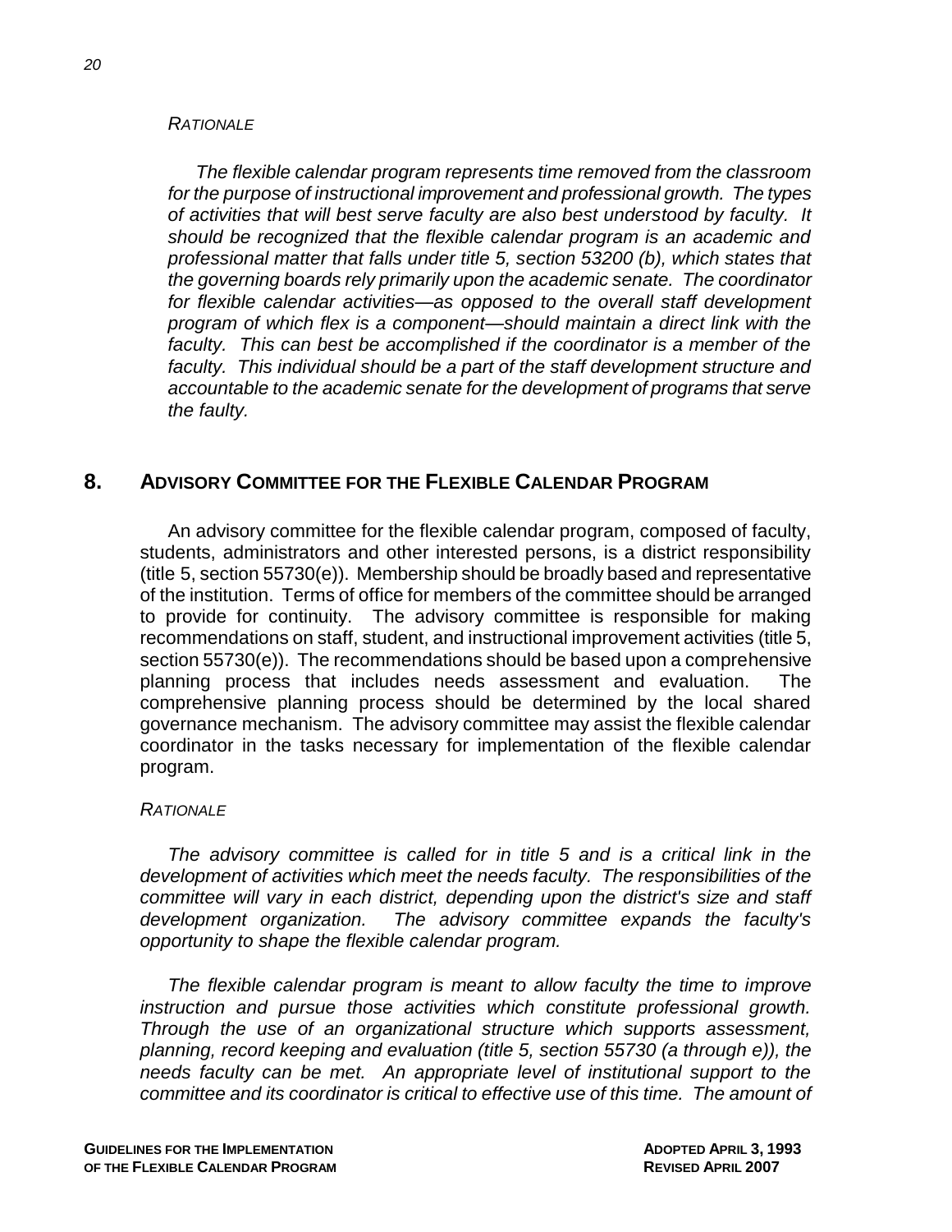*RATIONALE*

*The flexible calendar program represents time removed from the classroom for the purpose of instructional improvement and professional growth. The types of activities that will best serve faculty are also best understood by faculty. It should be recognized that the flexible calendar program is an academic and professional matter that falls under title 5, section 53200 (b), which states that the governing boards rely primarily upon the academic senate. The coordinator for flexible calendar activities—as opposed to the overall staff development program of which flex is a component—should maintain a direct link with the faculty. This can best be accomplished if the coordinator is a member of the faculty. This individual should be a part of the staff development structure and accountable to the academic senate for the development of programs that serve the faulty.*

## 8. ADVISORY COMMITTEE FOR THE FLEXIBLE CALENDAR PROGRAM

An advisory committee for the flexible calendar program, composed of faculty, students, administrators and other interested persons, is a district responsibility (title 5, section 55730(e)). Membership should be broadly based and representative of the institution. Terms of office for members of the committee should be arranged to provide for continuity. The advisory committee is responsible for making recommendations on staff, student, and instructional improvement activities (title 5, section 55730(e)). The recommendations should be based upon a comprehensive planning process that includes needs assessment and evaluation. The comprehensive planning process should be determined by the local shared governance mechanism. The advisory committee may assist the flexible calendar coordinator in the tasks necessary for implementation of the flexible calendar program.

*RATIONALE*

*The advisory committee is called for in title 5 and is a critical link in the development of activities which meet the needs faculty. The responsibilities of the committee will vary in each district, depending upon the district's size and staff development organization. The advisory committee expands the faculty's opportunity to shape the flexible calendar program.*

*The flexible calendar program is meant to allow faculty the time to improve instruction and pursue those activities which constitute professional growth. Through the use of an organizational structure which supports assessment, planning, record keeping and evaluation (title 5, section 55730 (a through e)), the needs faculty can be met. An appropriate level of institutional support to the committee and its coordinator is critical to effective use of this time. The amount of*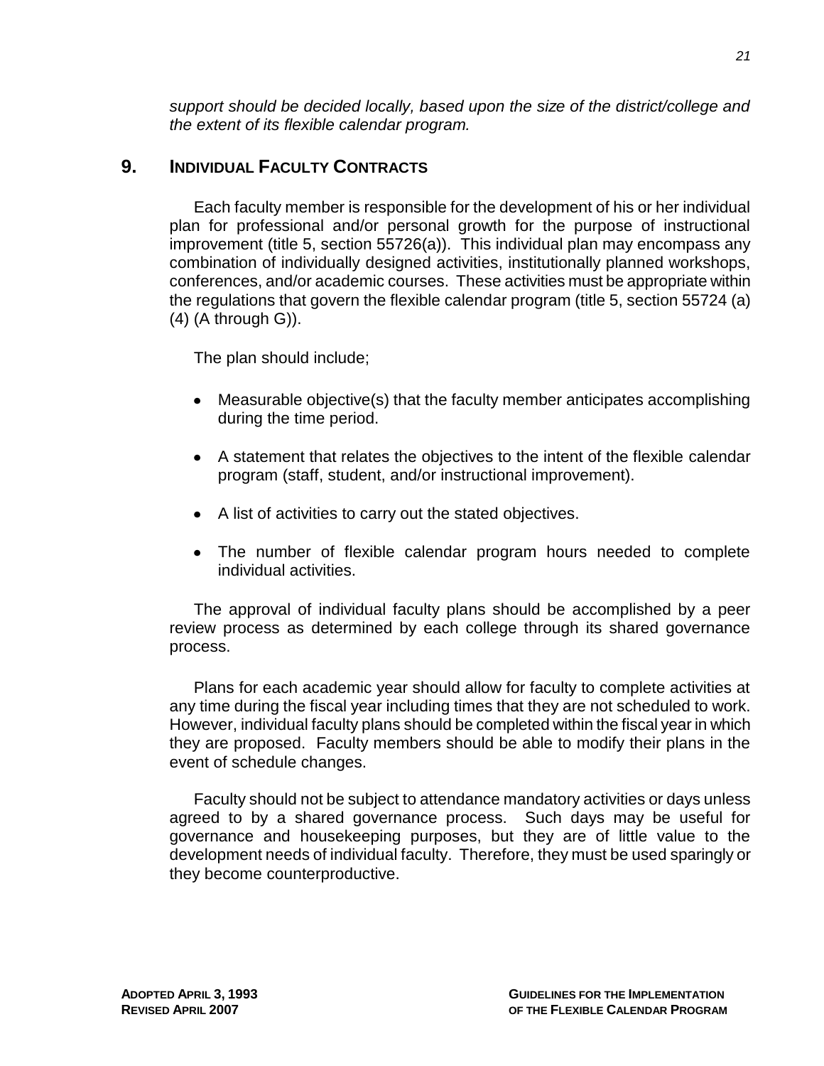*support should be decided locally, based upon the size of the district/college and the extent of its flexible calendar program.*

## 9. INDIVIDUAL FACULTY CONTRACTS

Each faculty member is responsible for the development of his or her individual plan for professional and/or personal growth for the purpose of instructional improvement (title 5, section 55726(a)). This individual plan may encompass any combination of individually designed activities, institutionally planned workshops, conferences, and/or academic courses. These activities must be appropriate within the regulations that govern the flexible calendar program (title 5, section 55724 (a) (4) (A through G)).

The plan should include;

- Measurable objective(s) that the faculty member anticipates accomplishing during the time period.
- A statement that relates the objectives to the intent of the flexible calendar program (staff, student, and/or instructional improvement).
- A list of activities to carry out the stated objectives.
- The number of flexible calendar program hours needed to complete individual activities.

The approval of individual faculty plans should be accomplished by a peer review process as determined by each college through its shared governance process.

Plans for each academic year should allow for faculty to complete activities at any time during the fiscal year including times that they are not scheduled to work. However, individual faculty plans should be completed within the fiscal year in which they are proposed. Faculty members should be able to modify their plans in the event of schedule changes.

Faculty should not be subject to attendance mandatory activities or days unless agreed to by a shared governance process. Such days may be useful for governance and housekeeping purposes, but they are of little value to the development needs of individual faculty. Therefore, they must be used sparingly or they become counterproductive.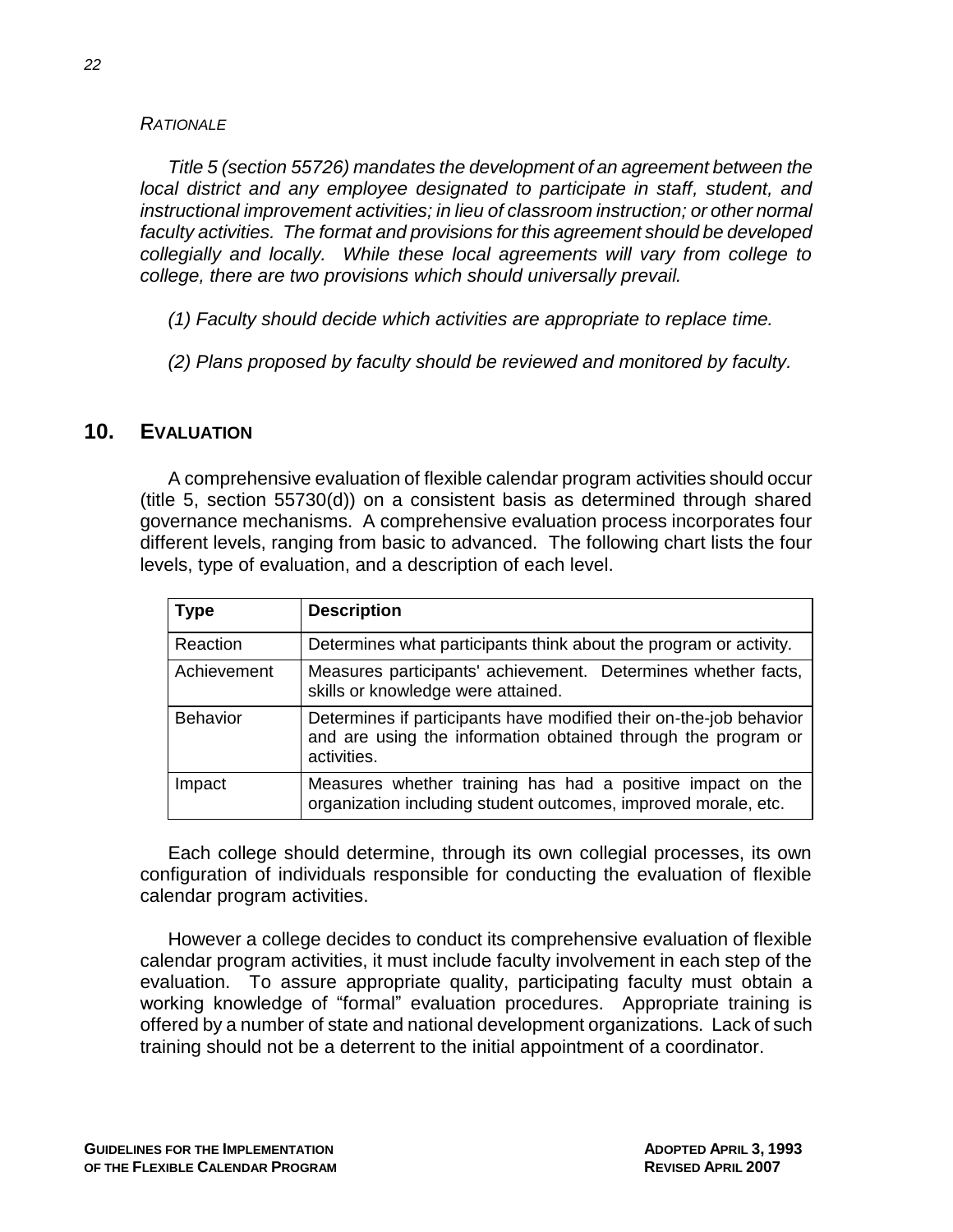*RATIONALE*

*Title 5 (section 55726) mandates the development of an agreement between the local district and any employee designated to participate in staff, student, and instructional improvement activities; in lieu of classroom instruction; or other normal faculty activities. The format and provisions for this agreement should be developed collegially and locally. While these local agreements will vary from college to college, there are two provisions which should universally prevail.*

*(1) Faculty should decide which activities are appropriate to replace time.*

*(2) Plans proposed by faculty should be reviewed and monitored by faculty.*

## 10. EVALUATION

A comprehensive evaluation of flexible calendar program activities should occur (title 5, section 55730(d)) on a consistent basis as determined through shared governance mechanisms. A comprehensive evaluation process incorporates four different levels, ranging from basic to advanced. The following chart lists the four levels, type of evaluation, and a description of each level.

| Type | Description |
|---|---|
| Reaction | Determines what participants think about the program or activity. |
| Achievement | Measures participants' achievement. Determines whether facts, skills or knowledge were attained. |
| Behavior | Determines if participants have modified their on-the-job behavior and are using the information obtained through the program or activities. |
| Impact | Measures whether training has had a positive impact on the organization including student outcomes, improved morale, etc. |

Each college should determine, through its own collegial processes, its own configuration of individuals responsible for conducting the evaluation of flexible calendar program activities.

However a college decides to conduct its comprehensive evaluation of flexible calendar program activities, it must include faculty involvement in each step of the evaluation. To assure appropriate quality, participating faculty must obtain a working knowledge of “formal” evaluation procedures. Appropriate training is offered by a number of state and national development organizations. Lack of such training should not be a deterrent to the initial appointment of a coordinator.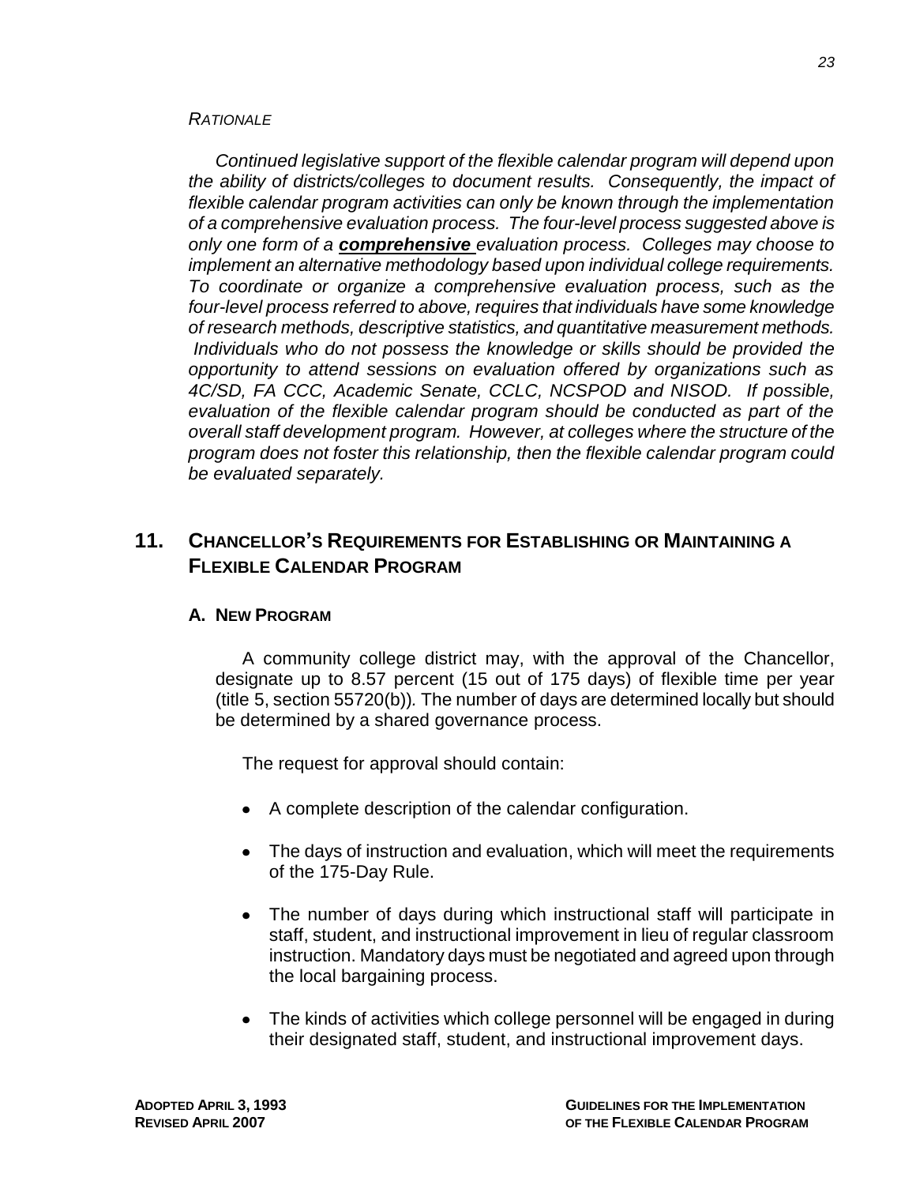*RATIONALE*

*Continued legislative support of the flexible calendar program will depend upon the ability of districts/colleges to document results. Consequently, the impact of flexible calendar program activities can only be known through the implementation of a comprehensive evaluation process. The four-level process suggested above is only one form of a* ***comprehensive*** *evaluation process. Colleges may choose to implement an alternative methodology based upon individual college requirements. To coordinate or organize a comprehensive evaluation process, such as the four-level process referred to above, requires that individuals have some knowledge of research methods, descriptive statistics, and quantitative measurement methods. Individuals who do not possess the knowledge or skills should be provided the opportunity to attend sessions on evaluation offered by organizations such as 4C/SD, FA CCC, Academic Senate, CCLC, NCSPOD and NISOD. If possible, evaluation of the flexible calendar program should be conducted as part of the overall staff development program. However, at colleges where the structure of the program does not foster this relationship, then the flexible calendar program could be evaluated separately.*

## 11. CHANCELLOR'S REQUIREMENTS FOR ESTABLISHING OR MAINTAINING A FLEXIBLE CALENDAR PROGRAM

### A. NEW PROGRAM

A community college district may, with the approval of the Chancellor, designate up to 8.57 percent (15 out of 175 days) of flexible time per year (title 5, section 55720(b)). The number of days are determined locally but should be determined by a shared governance process.

The request for approval should contain:

- A complete description of the calendar configuration.
- The days of instruction and evaluation, which will meet the requirements of the 175-Day Rule.
- The number of days during which instructional staff will participate in staff, student, and instructional improvement in lieu of regular classroom instruction. Mandatory days must be negotiated and agreed upon through the local bargaining process.
- The kinds of activities which college personnel will be engaged in during their designated staff, student, and instructional improvement days.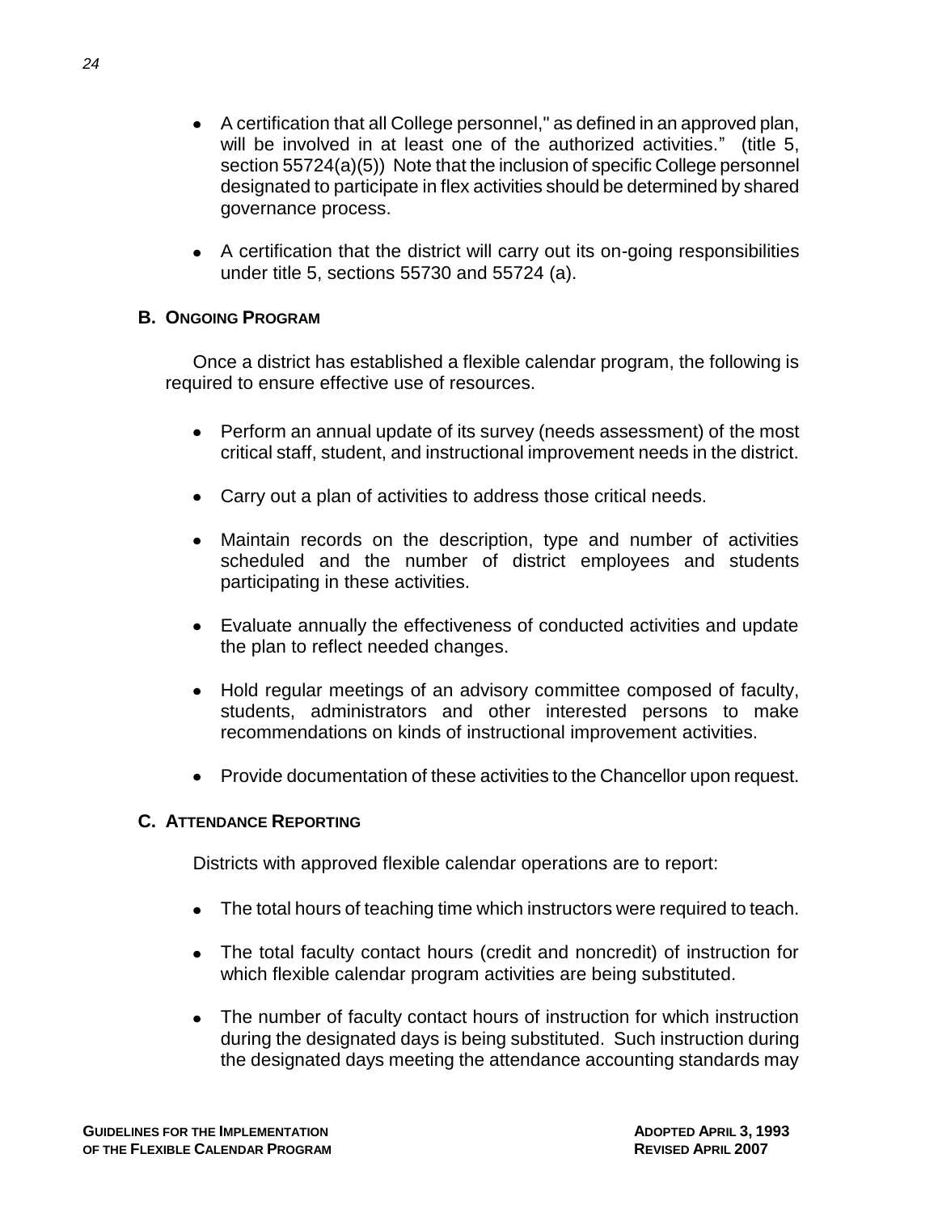- A certification that all College personnel," as defined in an approved plan, will be involved in at least one of the authorized activities." (title 5, section 55724(a)(5)) Note that the inclusion of specific College personnel designated to participate in flex activities should be determined by shared governance process.

- A certification that the district will carry out its on-going responsibilities under title 5, sections 55730 and 55724 (a).

### B. Ongoing Program

Once a district has established a flexible calendar program, the following is required to ensure effective use of resources.

- Perform an annual update of its survey (needs assessment) of the most critical staff, student, and instructional improvement needs in the district.

- Carry out a plan of activities to address those critical needs.

- Maintain records on the description, type and number of activities scheduled and the number of district employees and students participating in these activities.

- Evaluate annually the effectiveness of conducted activities and update the plan to reflect needed changes.

- Hold regular meetings of an advisory committee composed of faculty, students, administrators and other interested persons to make recommendations on kinds of instructional improvement activities.

- Provide documentation of these activities to the Chancellor upon request.

### C. Attendance Reporting

Districts with approved flexible calendar operations are to report:

- The total hours of teaching time which instructors were required to teach.

- The total faculty contact hours (credit and noncredit) of instruction for which flexible calendar program activities are being substituted.

- The number of faculty contact hours of instruction for which instruction during the designated days is being substituted. Such instruction during the designated days meeting the attendance accounting standards may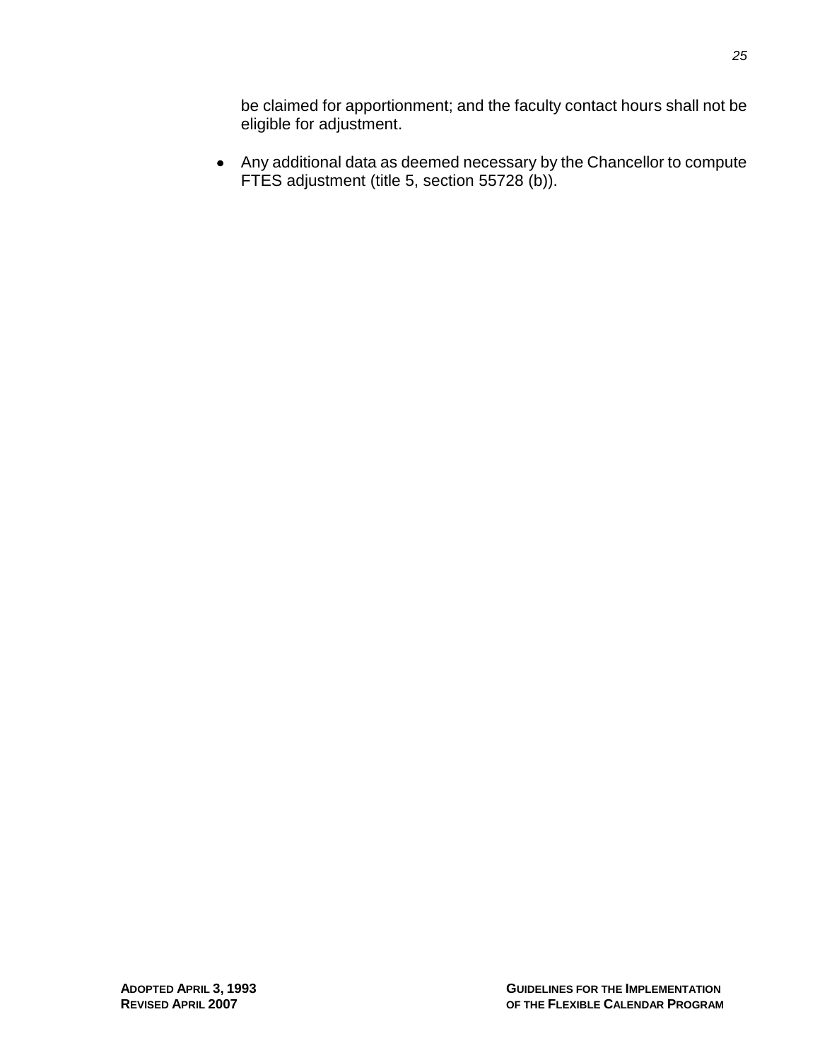be claimed for apportionment; and the faculty contact hours shall not be eligible for adjustment.

- Any additional data as deemed necessary by the Chancellor to compute FTES adjustment (title 5, section 55728 (b)).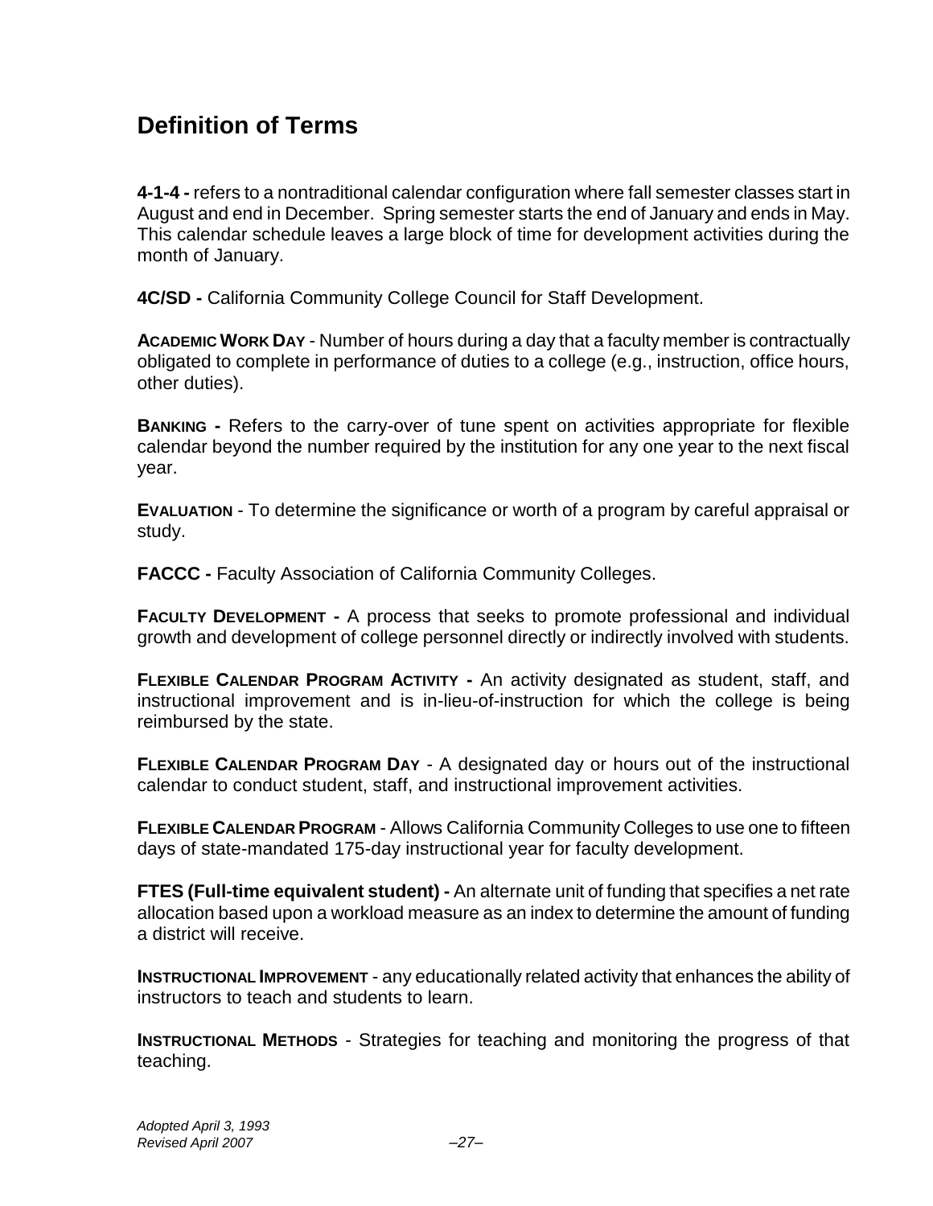## Definition of Terms

**4-1-4 -** refers to a nontraditional calendar configuration where fall semester classes start in August and end in December. Spring semester starts the end of January and ends in May. This calendar schedule leaves a large block of time for development activities during the month of January.

**4C/SD -** California Community College Council for Staff Development.

**ACADEMIC WORK DAY** - Number of hours during a day that a faculty member is contractually obligated to complete in performance of duties to a college (e.g., instruction, office hours, other duties).

**BANKING -** Refers to the carry-over of tune spent on activities appropriate for flexible calendar beyond the number required by the institution for any one year to the next fiscal year.

**EVALUATION** - To determine the significance or worth of a program by careful appraisal or study.

**FACCC -** Faculty Association of California Community Colleges.

**FACULTY DEVELOPMENT -** A process that seeks to promote professional and individual growth and development of college personnel directly or indirectly involved with students.

**FLEXIBLE CALENDAR PROGRAM ACTIVITY -** An activity designated as student, staff, and instructional improvement and is in-lieu-of-instruction for which the college is being reimbursed by the state.

**FLEXIBLE CALENDAR PROGRAM DAY** - A designated day or hours out of the instructional calendar to conduct student, staff, and instructional improvement activities.

**FLEXIBLE CALENDAR PROGRAM** - Allows California Community Colleges to use one to fifteen days of state-mandated 175-day instructional year for faculty development.

**FTES (Full-time equivalent student) -** An alternate unit of funding that specifies a net rate allocation based upon a workload measure as an index to determine the amount of funding a district will receive.

**INSTRUCTIONAL IMPROVEMENT** - any educationally related activity that enhances the ability of instructors to teach and students to learn.

**INSTRUCTIONAL METHODS** - Strategies for teaching and monitoring the progress of that teaching.

*Adopted April 3, 1993*
*Revised April 2007*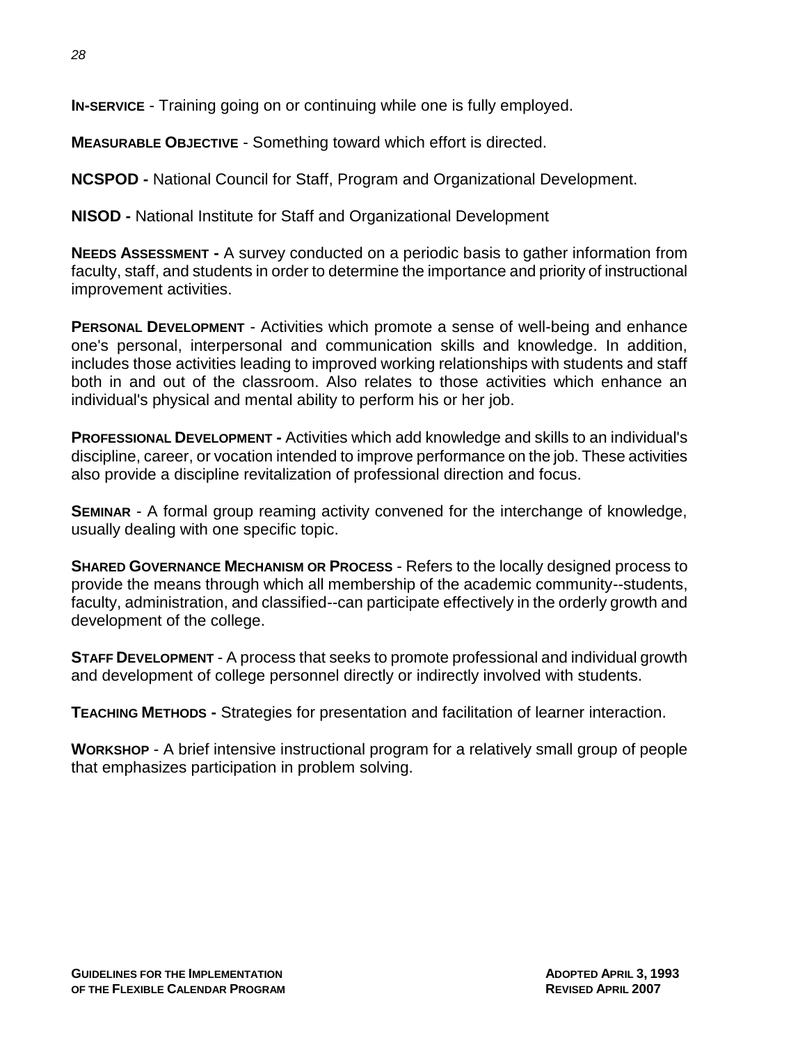**IN-SERVICE** - Training going on or continuing while one is fully employed.

**MEASURABLE OBJECTIVE** - Something toward which effort is directed.

**NCSPOD -** National Council for Staff, Program and Organizational Development.

**NISOD -** National Institute for Staff and Organizational Development

**NEEDS ASSESSMENT -** A survey conducted on a periodic basis to gather information from faculty, staff, and students in order to determine the importance and priority of instructional improvement activities.

**PERSONAL DEVELOPMENT** - Activities which promote a sense of well-being and enhance one's personal, interpersonal and communication skills and knowledge. In addition, includes those activities leading to improved working relationships with students and staff both in and out of the classroom. Also relates to those activities which enhance an individual's physical and mental ability to perform his or her job.

**PROFESSIONAL DEVELOPMENT -** Activities which add knowledge and skills to an individual's discipline, career, or vocation intended to improve performance on the job. These activities also provide a discipline revitalization of professional direction and focus.

**SEMINAR** - A formal group reaming activity convened for the interchange of knowledge, usually dealing with one specific topic.

**SHARED GOVERNANCE MECHANISM OR PROCESS** - Refers to the locally designed process to provide the means through which all membership of the academic community--students, faculty, administration, and classified--can participate effectively in the orderly growth and development of the college.

**STAFF DEVELOPMENT** - A process that seeks to promote professional and individual growth and development of college personnel directly or indirectly involved with students.

**TEACHING METHODS -** Strategies for presentation and facilitation of learner interaction.

**WORKSHOP** - A brief intensive instructional program for a relatively small group of people that emphasizes participation in problem solving.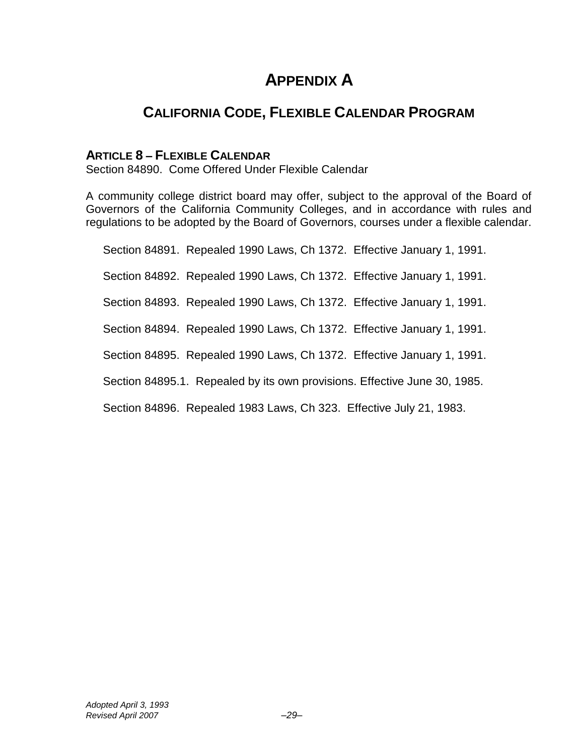# APPENDIX A

## CALIFORNIA CODE, FLEXIBLE CALENDAR PROGRAM

### ARTICLE 8 – FLEXIBLE CALENDAR

Section 84890. Come Offered Under Flexible Calendar

A community college district board may offer, subject to the approval of the Board of Governors of the California Community Colleges, and in accordance with rules and regulations to be adopted by the Board of Governors, courses under a flexible calendar.

Section 84891. Repealed 1990 Laws, Ch 1372. Effective January 1, 1991.

Section 84892. Repealed 1990 Laws, Ch 1372. Effective January 1, 1991.

Section 84893. Repealed 1990 Laws, Ch 1372. Effective January 1, 1991.

Section 84894. Repealed 1990 Laws, Ch 1372. Effective January 1, 1991.

Section 84895. Repealed 1990 Laws, Ch 1372. Effective January 1, 1991.

Section 84895.1. Repealed by its own provisions. Effective June 30, 1985.

Section 84896. Repealed 1983 Laws, Ch 323. Effective July 21, 1983.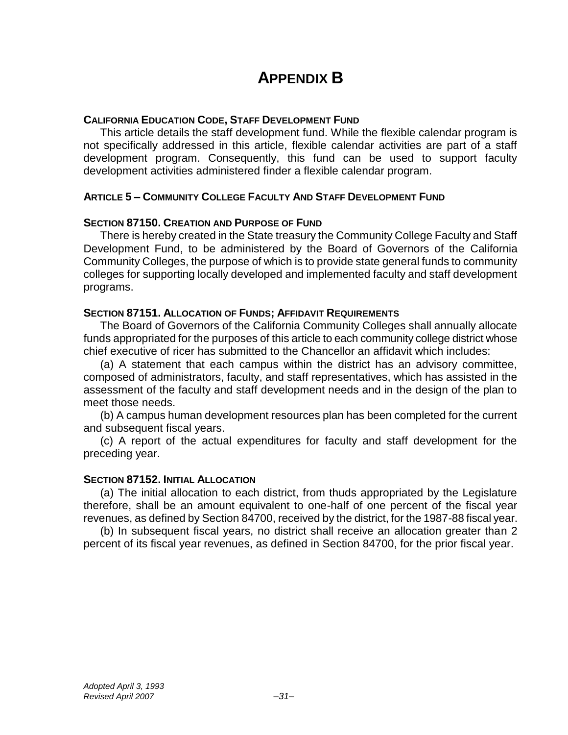# APPENDIX B

**CALIFORNIA EDUCATION CODE, STAFF DEVELOPMENT FUND**

This article details the staff development fund. While the flexible calendar program is not specifically addressed in this article, flexible calendar activities are part of a staff development program. Consequently, this fund can be used to support faculty development activities administered finder a flexible calendar program.

**ARTICLE 5 – COMMUNITY COLLEGE FACULTY AND STAFF DEVELOPMENT FUND**

**SECTION 87150. CREATION AND PURPOSE OF FUND**

There is hereby created in the State treasury the Community College Faculty and Staff Development Fund, to be administered by the Board of Governors of the California Community Colleges, the purpose of which is to provide state general funds to community colleges for supporting locally developed and implemented faculty and staff development programs.

**SECTION 87151. ALLOCATION OF FUNDS; AFFIDAVIT REQUIREMENTS**

The Board of Governors of the California Community Colleges shall annually allocate funds appropriated for the purposes of this article to each community college district whose chief executive of ricer has submitted to the Chancellor an affidavit which includes:

(a) A statement that each campus within the district has an advisory committee, composed of administrators, faculty, and staff representatives, which has assisted in the assessment of the faculty and staff development needs and in the design of the plan to meet those needs.

(b) A campus human development resources plan has been completed for the current and subsequent fiscal years.

(c) A report of the actual expenditures for faculty and staff development for the preceding year.

**SECTION 87152. INITIAL ALLOCATION**

(a) The initial allocation to each district, from thuds appropriated by the Legislature therefore, shall be an amount equivalent to one-half of one percent of the fiscal year revenues, as defined by Section 84700, received by the district, for the 1987-88 fiscal year.

(b) In subsequent fiscal years, no district shall receive an allocation greater than 2 percent of its fiscal year revenues, as defined in Section 84700, for the prior fiscal year.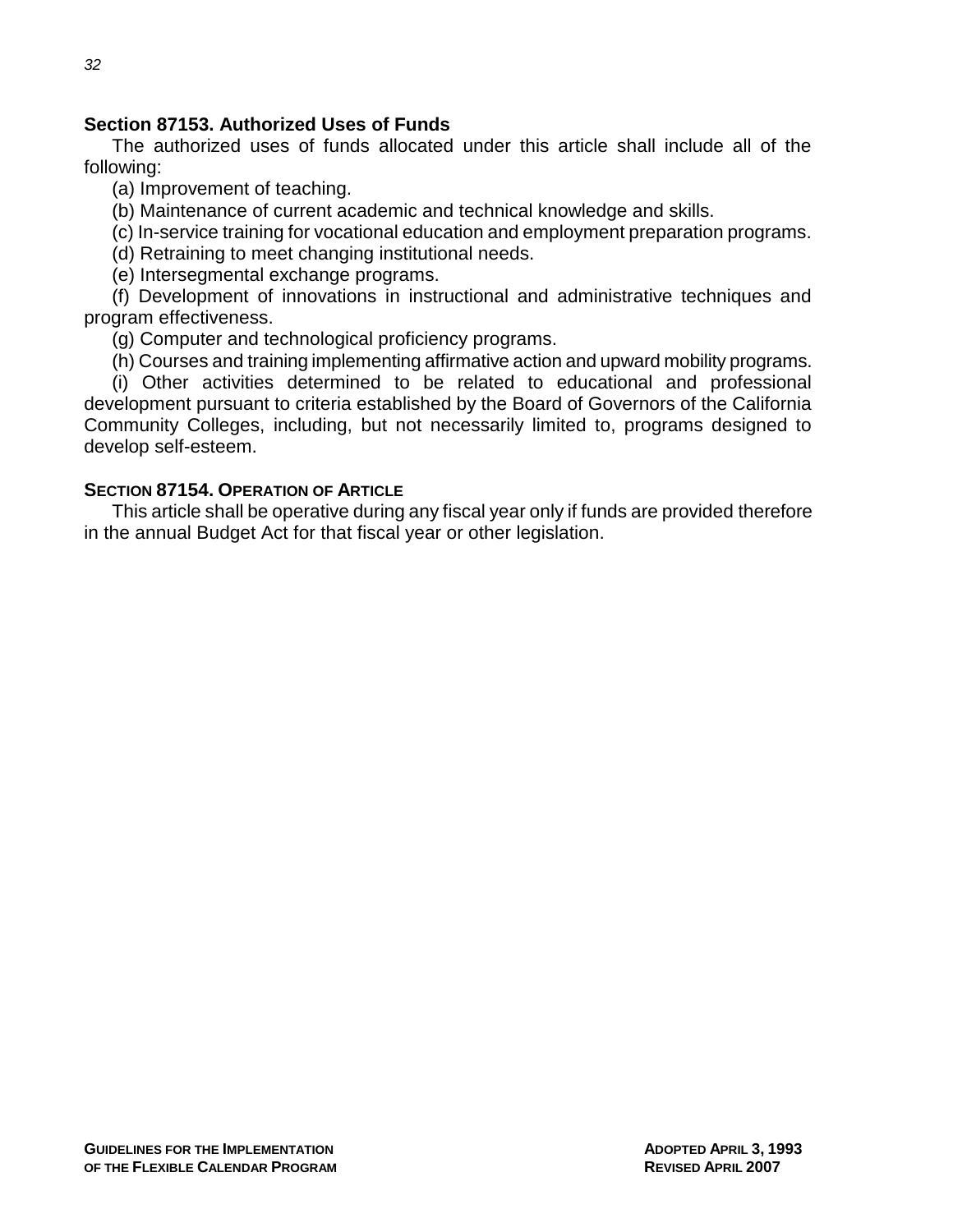### Section 87153. Authorized Uses of Funds

The authorized uses of funds allocated under this article shall include all of the following:

(a) Improvement of teaching.

(b) Maintenance of current academic and technical knowledge and skills.

(c) In-service training for vocational education and employment preparation programs.

(d) Retraining to meet changing institutional needs.

(e) Intersegmental exchange programs.

(f) Development of innovations in instructional and administrative techniques and program effectiveness.

(g) Computer and technological proficiency programs.

(h) Courses and training implementing affirmative action and upward mobility programs.

(i) Other activities determined to be related to educational and professional development pursuant to criteria established by the Board of Governors of the California Community Colleges, including, but not necessarily limited to, programs designed to develop self-esteem.

### Section 87154. Operation of Article

This article shall be operative during any fiscal year only if funds are provided therefore in the annual Budget Act for that fiscal year or other legislation.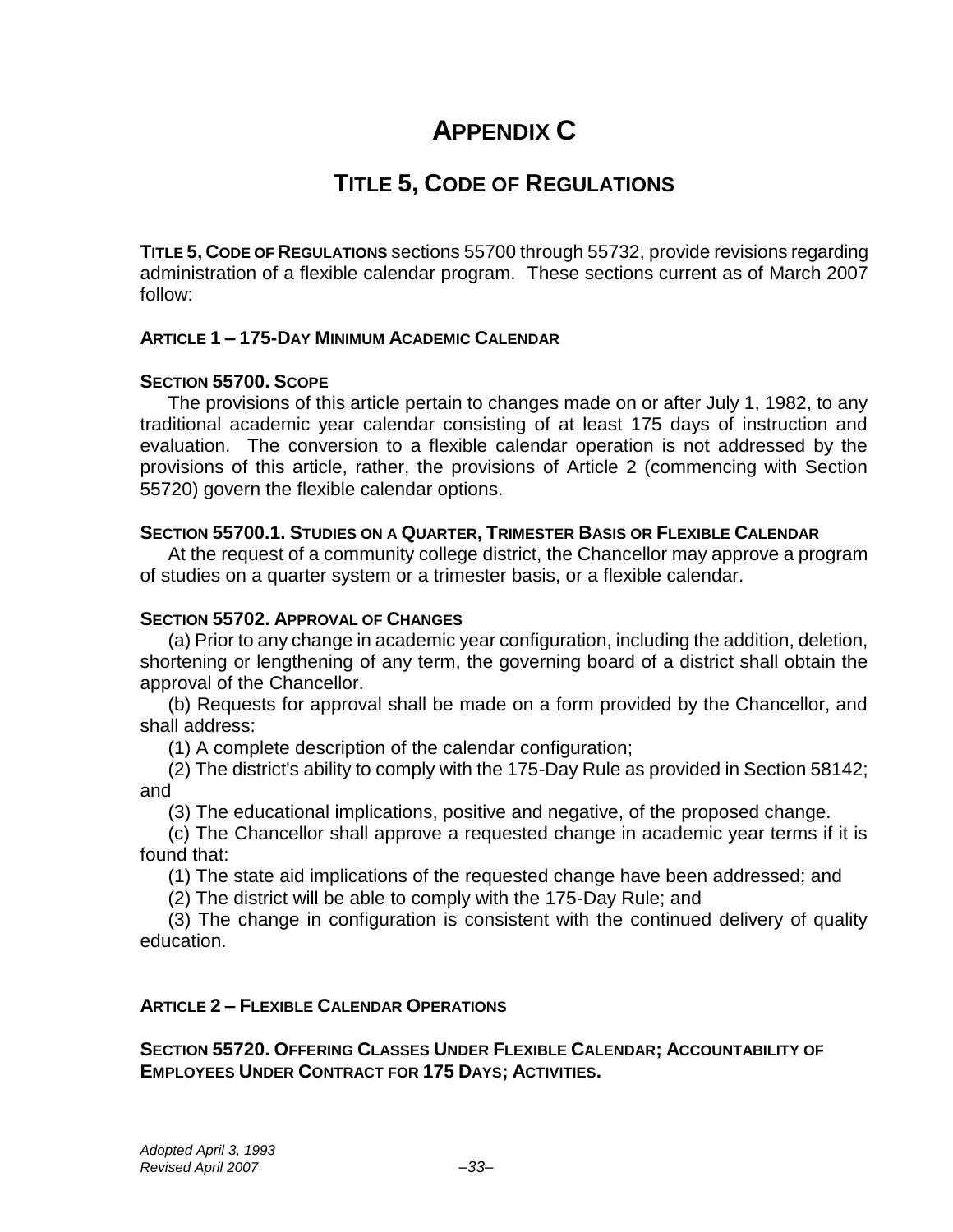# APPENDIX C

## TITLE 5, CODE OF REGULATIONS

**TITLE 5, CODE OF REGULATIONS** sections 55700 through 55732, provide revisions regarding administration of a flexible calendar program. These sections current as of March 2007 follow:

### ARTICLE 1 – 175-DAY MINIMUM ACADEMIC CALENDAR

#### SECTION 55700. SCOPE

The provisions of this article pertain to changes made on or after July 1, 1982, to any traditional academic year calendar consisting of at least 175 days of instruction and evaluation. The conversion to a flexible calendar operation is not addressed by the provisions of this article, rather, the provisions of Article 2 (commencing with Section 55720) govern the flexible calendar options.

#### SECTION 55700.1. STUDIES ON A QUARTER, TRIMESTER BASIS OR FLEXIBLE CALENDAR

At the request of a community college district, the Chancellor may approve a program of studies on a quarter system or a trimester basis, or a flexible calendar.

#### SECTION 55702. APPROVAL OF CHANGES

(a) Prior to any change in academic year configuration, including the addition, deletion, shortening or lengthening of any term, the governing board of a district shall obtain the approval of the Chancellor.

(b) Requests for approval shall be made on a form provided by the Chancellor, and shall address:

(1) A complete description of the calendar configuration;

(2) The district's ability to comply with the 175-Day Rule as provided in Section 58142; and

(3) The educational implications, positive and negative, of the proposed change.

(c) The Chancellor shall approve a requested change in academic year terms if it is found that:

(1) The state aid implications of the requested change have been addressed; and

(2) The district will be able to comply with the 175-Day Rule; and

(3) The change in configuration is consistent with the continued delivery of quality education.

### ARTICLE 2 – FLEXIBLE CALENDAR OPERATIONS

#### SECTION 55720. OFFERING CLASSES UNDER FLEXIBLE CALENDAR; ACCOUNTABILITY OF EMPLOYEES UNDER CONTRACT FOR 175 DAYS; ACTIVITIES.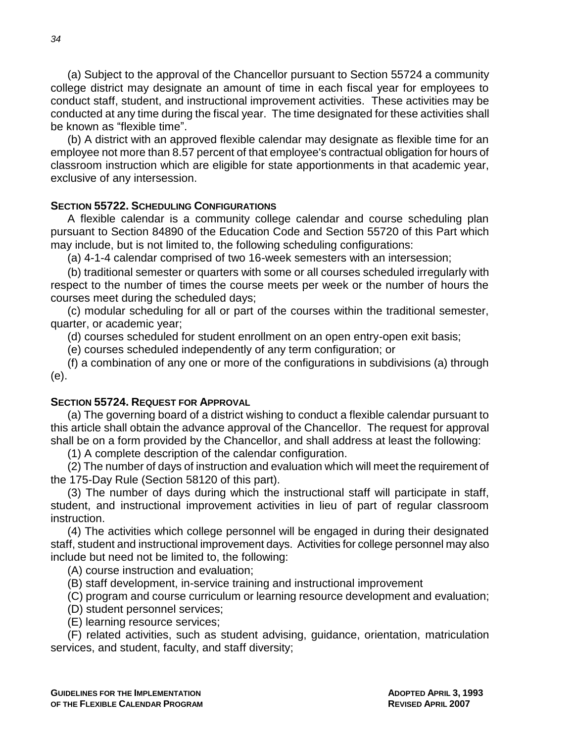(a) Subject to the approval of the Chancellor pursuant to Section 55724 a community college district may designate an amount of time in each fiscal year for employees to conduct staff, student, and instructional improvement activities. These activities may be conducted at any time during the fiscal year. The time designated for these activities shall be known as "flexible time".

(b) A district with an approved flexible calendar may designate as flexible time for an employee not more than 8.57 percent of that employee's contractual obligation for hours of classroom instruction which are eligible for state apportionments in that academic year, exclusive of any intersession.

### SECTION 55722. SCHEDULING CONFIGURATIONS

A flexible calendar is a community college calendar and course scheduling plan pursuant to Section 84890 of the Education Code and Section 55720 of this Part which may include, but is not limited to, the following scheduling configurations:

(a) 4-1-4 calendar comprised of two 16-week semesters with an intersession;

(b) traditional semester or quarters with some or all courses scheduled irregularly with respect to the number of times the course meets per week or the number of hours the courses meet during the scheduled days;

(c) modular scheduling for all or part of the courses within the traditional semester, quarter, or academic year;

(d) courses scheduled for student enrollment on an open entry-open exit basis;

(e) courses scheduled independently of any term configuration; or

(f) a combination of any one or more of the configurations in subdivisions (a) through (e).

### SECTION 55724. REQUEST FOR APPROVAL

(a) The governing board of a district wishing to conduct a flexible calendar pursuant to this article shall obtain the advance approval of the Chancellor. The request for approval shall be on a form provided by the Chancellor, and shall address at least the following:

(1) A complete description of the calendar configuration.

(2) The number of days of instruction and evaluation which will meet the requirement of the 175-Day Rule (Section 58120 of this part).

(3) The number of days during which the instructional staff will participate in staff, student, and instructional improvement activities in lieu of part of regular classroom instruction.

(4) The activities which college personnel will be engaged in during their designated staff, student and instructional improvement days. Activities for college personnel may also include but need not be limited to, the following:

(A) course instruction and evaluation;

(B) staff development, in-service training and instructional improvement

(C) program and course curriculum or learning resource development and evaluation;

(D) student personnel services;

(E) learning resource services;

(F) related activities, such as student advising, guidance, orientation, matriculation services, and student, faculty, and staff diversity;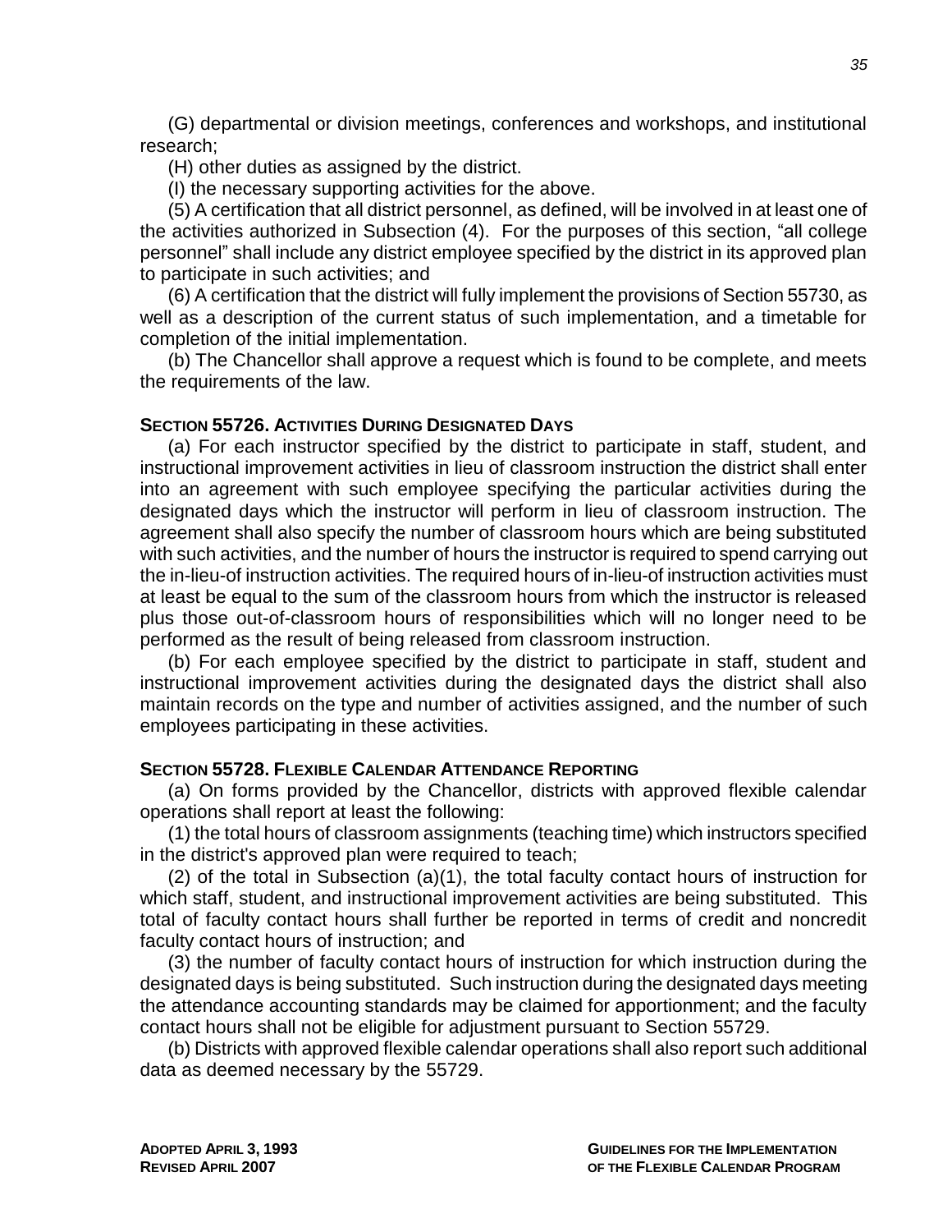(G) departmental or division meetings, conferences and workshops, and institutional research;

(H) other duties as assigned by the district.

(I) the necessary supporting activities for the above.

(5) A certification that all district personnel, as defined, will be involved in at least one of the activities authorized in Subsection (4). For the purposes of this section, "all college personnel" shall include any district employee specified by the district in its approved plan to participate in such activities; and

(6) A certification that the district will fully implement the provisions of Section 55730, as well as a description of the current status of such implementation, and a timetable for completion of the initial implementation.

(b) The Chancellor shall approve a request which is found to be complete, and meets the requirements of the law.

### **SECTION 55726. ACTIVITIES DURING DESIGNATED DAYS**

(a) For each instructor specified by the district to participate in staff, student, and instructional improvement activities in lieu of classroom instruction the district shall enter into an agreement with such employee specifying the particular activities during the designated days which the instructor will perform in lieu of classroom instruction. The agreement shall also specify the number of classroom hours which are being substituted with such activities, and the number of hours the instructor is required to spend carrying out the in-lieu-of instruction activities. The required hours of in-lieu-of instruction activities must at least be equal to the sum of the classroom hours from which the instructor is released plus those out-of-classroom hours of responsibilities which will no longer need to be performed as the result of being released from classroom instruction.

(b) For each employee specified by the district to participate in staff, student and instructional improvement activities during the designated days the district shall also maintain records on the type and number of activities assigned, and the number of such employees participating in these activities.

### **SECTION 55728. FLEXIBLE CALENDAR ATTENDANCE REPORTING**

(a) On forms provided by the Chancellor, districts with approved flexible calendar operations shall report at least the following:

(1) the total hours of classroom assignments (teaching time) which instructors specified in the district's approved plan were required to teach;

(2) of the total in Subsection (a)(1), the total faculty contact hours of instruction for which staff, student, and instructional improvement activities are being substituted. This total of faculty contact hours shall further be reported in terms of credit and noncredit faculty contact hours of instruction; and

(3) the number of faculty contact hours of instruction for which instruction during the designated days is being substituted. Such instruction during the designated days meeting the attendance accounting standards may be claimed for apportionment; and the faculty contact hours shall not be eligible for adjustment pursuant to Section 55729.

(b) Districts with approved flexible calendar operations shall also report such additional data as deemed necessary by the 55729.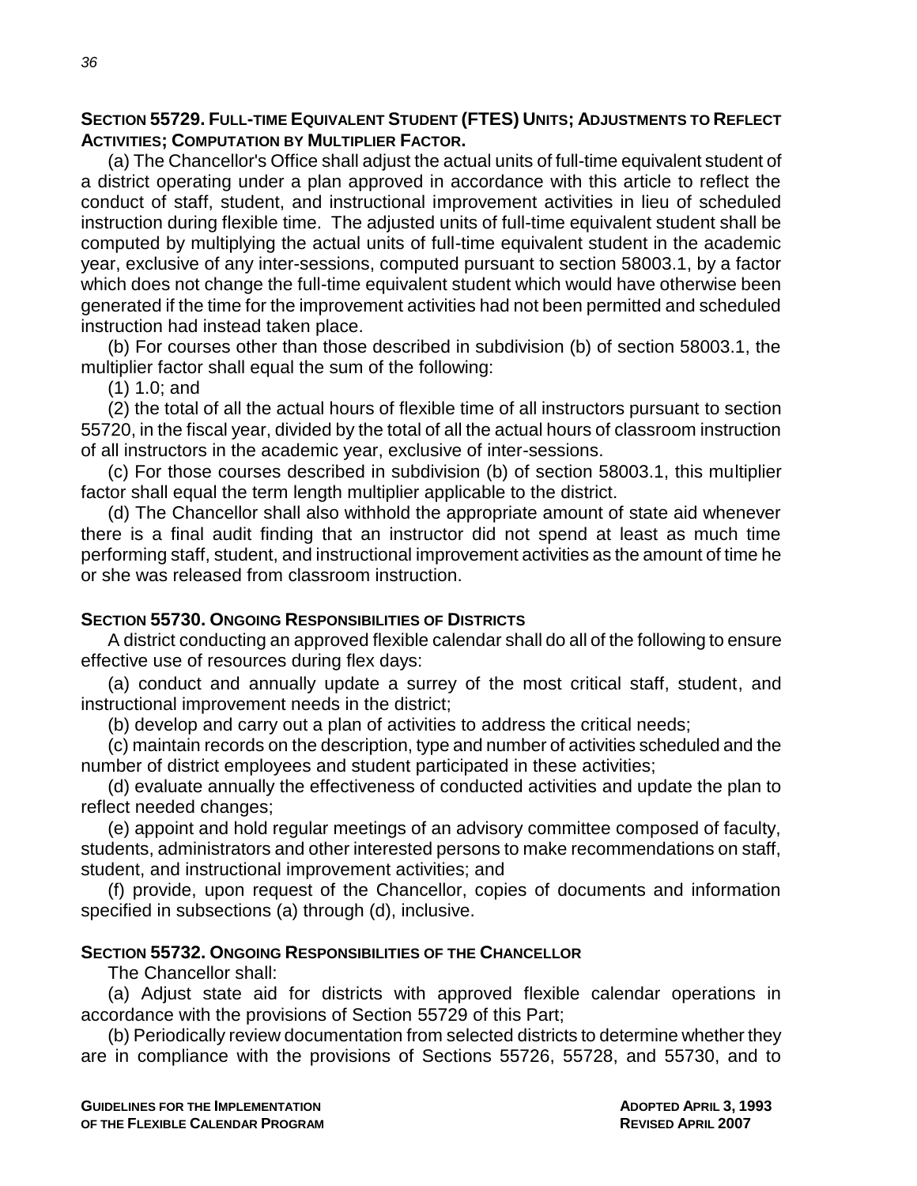**SECTION 55729. FULL-TIME EQUIVALENT STUDENT (FTES) UNITS; ADJUSTMENTS TO REFLECT ACTIVITIES; COMPUTATION BY MULTIPLIER FACTOR.**

(a) The Chancellor's Office shall adjust the actual units of full-time equivalent student of a district operating under a plan approved in accordance with this article to reflect the conduct of staff, student, and instructional improvement activities in lieu of scheduled instruction during flexible time. The adjusted units of full-time equivalent student shall be computed by multiplying the actual units of full-time equivalent student in the academic year, exclusive of any inter-sessions, computed pursuant to section 58003.1, by a factor which does not change the full-time equivalent student which would have otherwise been generated if the time for the improvement activities had not been permitted and scheduled instruction had instead taken place.

(b) For courses other than those described in subdivision (b) of section 58003.1, the multiplier factor shall equal the sum of the following:

(1) 1.0; and

(2) the total of all the actual hours of flexible time of all instructors pursuant to section 55720, in the fiscal year, divided by the total of all the actual hours of classroom instruction of all instructors in the academic year, exclusive of inter-sessions.

(c) For those courses described in subdivision (b) of section 58003.1, this multiplier factor shall equal the term length multiplier applicable to the district.

(d) The Chancellor shall also withhold the appropriate amount of state aid whenever there is a final audit finding that an instructor did not spend at least as much time performing staff, student, and instructional improvement activities as the amount of time he or she was released from classroom instruction.

**SECTION 55730. ONGOING RESPONSIBILITIES OF DISTRICTS**

A district conducting an approved flexible calendar shall do all of the following to ensure effective use of resources during flex days:

(a) conduct and annually update a surrey of the most critical staff, student, and instructional improvement needs in the district;

(b) develop and carry out a plan of activities to address the critical needs;

(c) maintain records on the description, type and number of activities scheduled and the number of district employees and student participated in these activities;

(d) evaluate annually the effectiveness of conducted activities and update the plan to reflect needed changes;

(e) appoint and hold regular meetings of an advisory committee composed of faculty, students, administrators and other interested persons to make recommendations on staff, student, and instructional improvement activities; and

(f) provide, upon request of the Chancellor, copies of documents and information specified in subsections (a) through (d), inclusive.

**SECTION 55732. ONGOING RESPONSIBILITIES OF THE CHANCELLOR**

The Chancellor shall:

(a) Adjust state aid for districts with approved flexible calendar operations in accordance with the provisions of Section 55729 of this Part;

(b) Periodically review documentation from selected districts to determine whether they are in compliance with the provisions of Sections 55726, 55728, and 55730, and to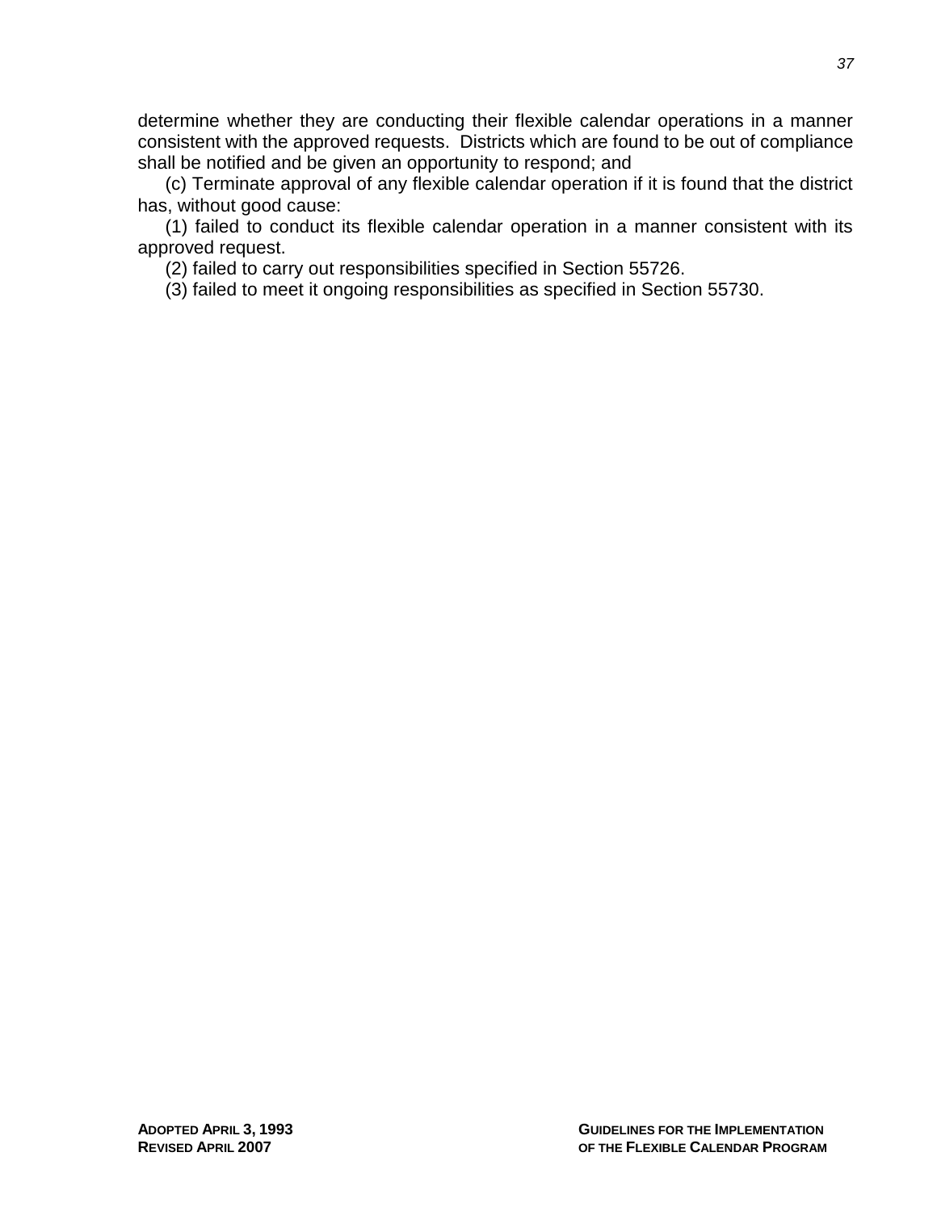determine whether they are conducting their flexible calendar operations in a manner consistent with the approved requests. Districts which are found to be out of compliance shall be notified and be given an opportunity to respond; and

(c) Terminate approval of any flexible calendar operation if it is found that the district has, without good cause:

(1) failed to conduct its flexible calendar operation in a manner consistent with its approved request.

(2) failed to carry out responsibilities specified in Section 55726.

(3) failed to meet it ongoing responsibilities as specified in Section 55730.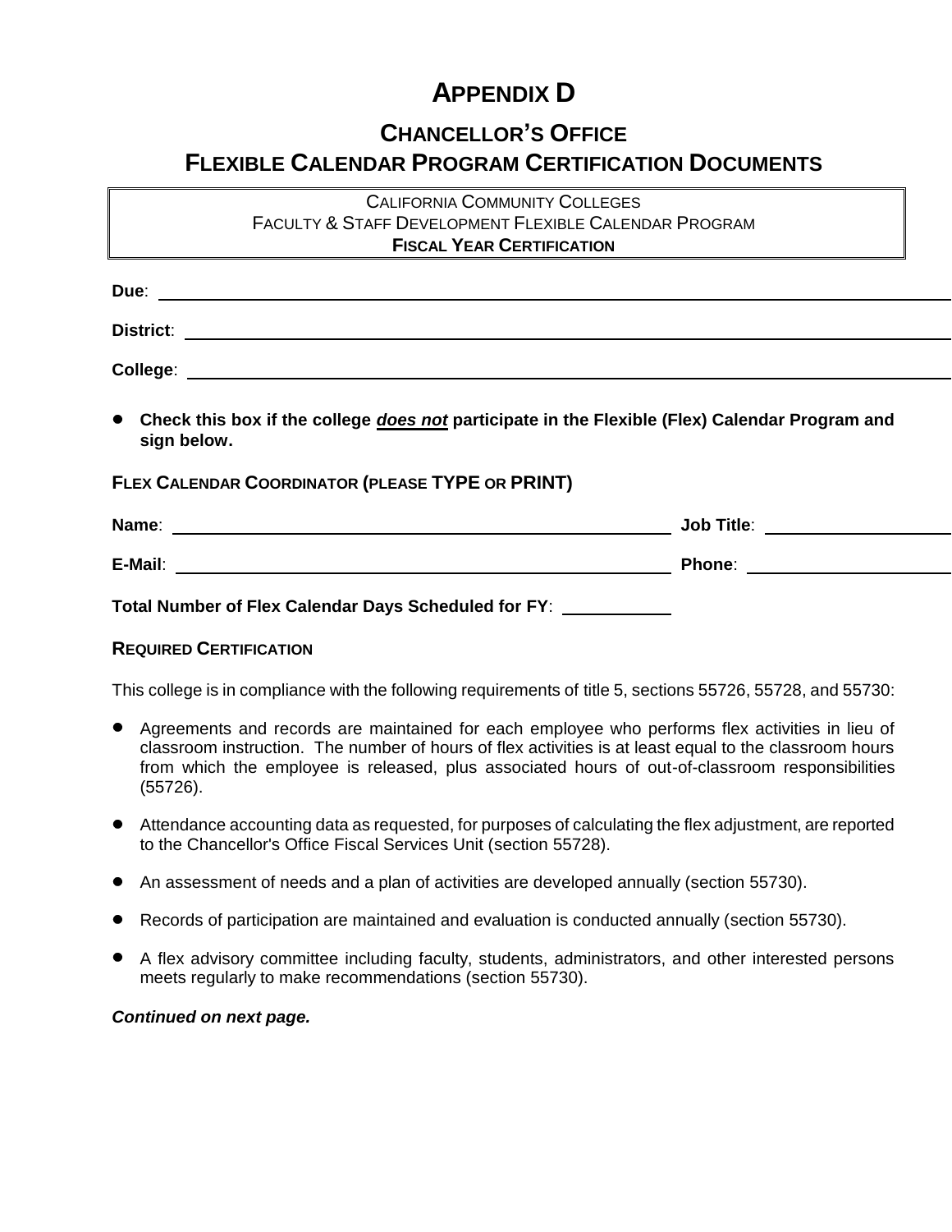# APPENDIX D

## CHANCELLOR'S OFFICE
## FLEXIBLE CALENDAR PROGRAM CERTIFICATION DOCUMENTS

CALIFORNIA COMMUNITY COLLEGES
FACULTY & STAFF DEVELOPMENT FLEXIBLE CALENDAR PROGRAM
**FISCAL YEAR CERTIFICATION**

**Due**: ______________________________

**District**: ______________________________

**College**: ______________________________

- **Check this box if the college *does not* participate in the Flexible (Flex) Calendar Program and sign below.**

**FLEX CALENDAR COORDINATOR (PLEASE TYPE OR PRINT)**

**Name**: ______________________________ **Job Title**: ______________________________

**E-Mail**: ______________________________ **Phone**: ______________________________

**Total Number of Flex Calendar Days Scheduled for FY**: ____________

**REQUIRED CERTIFICATION**

This college is in compliance with the following requirements of title 5, sections 55726, 55728, and 55730:

- Agreements and records are maintained for each employee who performs flex activities in lieu of classroom instruction. The number of hours of flex activities is at least equal to the classroom hours from which the employee is released, plus associated hours of out-of-classroom responsibilities (55726).
- Attendance accounting data as requested, for purposes of calculating the flex adjustment, are reported to the Chancellor's Office Fiscal Services Unit (section 55728).
- An assessment of needs and a plan of activities are developed annually (section 55730).
- Records of participation are maintained and evaluation is conducted annually (section 55730).
- A flex advisory committee including faculty, students, administrators, and other interested persons meets regularly to make recommendations (section 55730).

***Continued on next page.***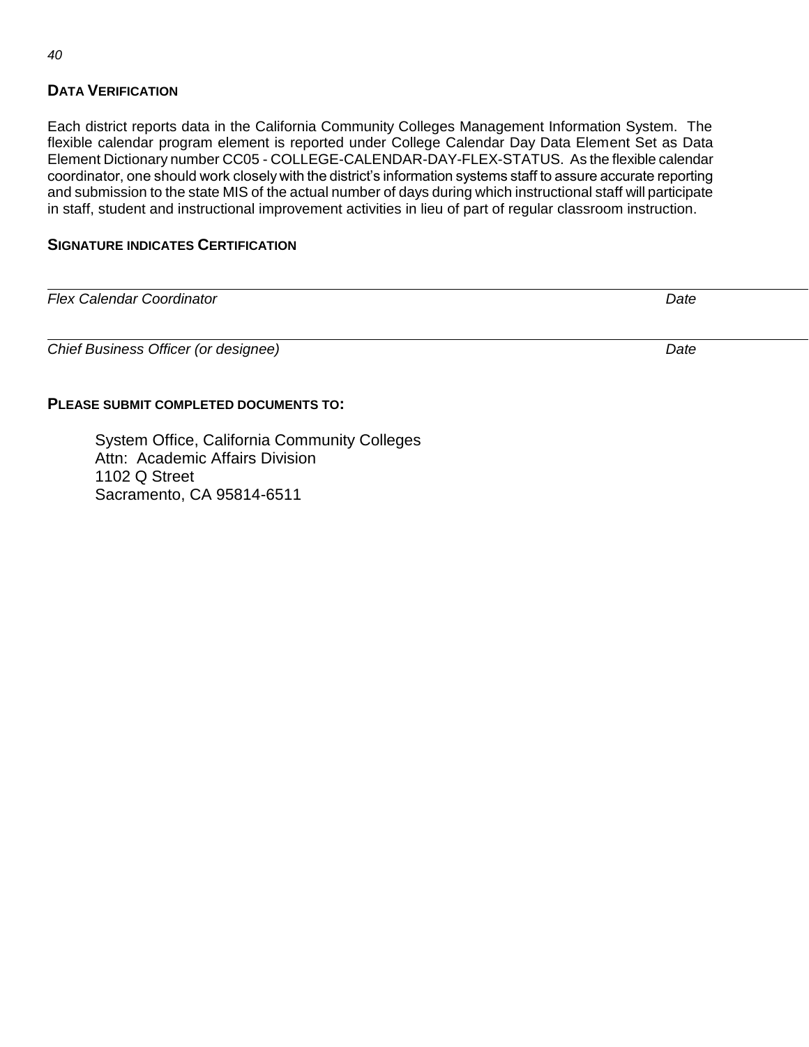## DATA VERIFICATION

Each district reports data in the California Community Colleges Management Information System. The flexible calendar program element is reported under College Calendar Day Data Element Set as Data Element Dictionary number CC05 - COLLEGE-CALENDAR-DAY-FLEX-STATUS. As the flexible calendar coordinator, one should work closely with the district's information systems staff to assure accurate reporting and submission to the state MIS of the actual number of days during which instructional staff will participate in staff, student and instructional improvement activities in lieu of part of regular classroom instruction.

## SIGNATURE INDICATES CERTIFICATION

_______________________________________________________________________________

*Flex Calendar Coordinator* *Date*

_______________________________________________________________________________

*Chief Business Officer (or designee)* *Date*

## PLEASE SUBMIT COMPLETED DOCUMENTS TO:

System Office, California Community Colleges
Attn: Academic Affairs Division
1102 Q Street
Sacramento, CA 95814-6511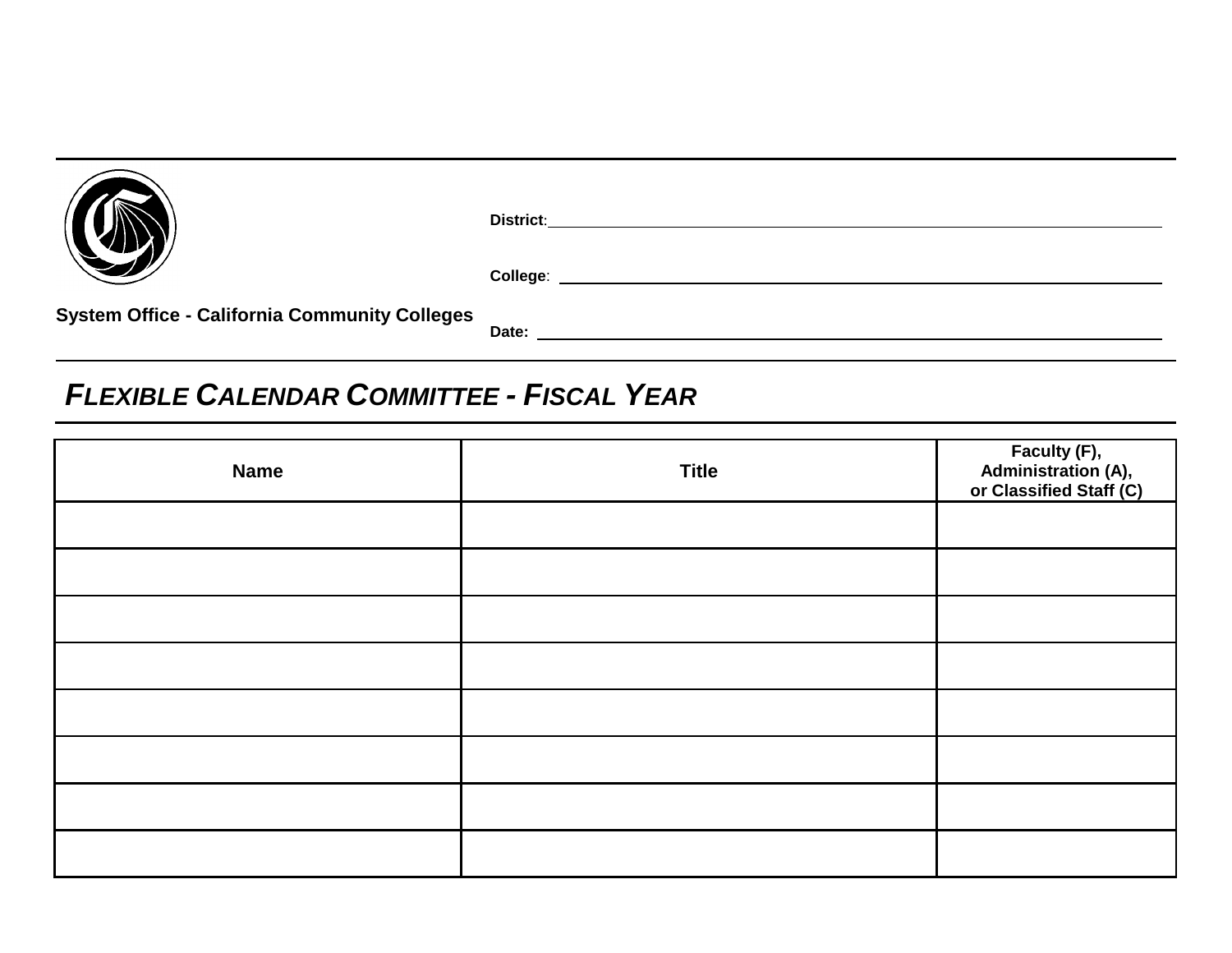System Office - California Community Colleges

**District:** ____________________

**College:** ____________________

**Date:** ____________________

## *FLEXIBLE CALENDAR COMMITTEE - FISCAL YEAR*

| Name | Title | Faculty (F), Administration (A), or Classified Staff (C) |
|---|---|---|
| | | |
| | | |
| | | |
| | | |
| | | |
| | | |
| | | |
| | | |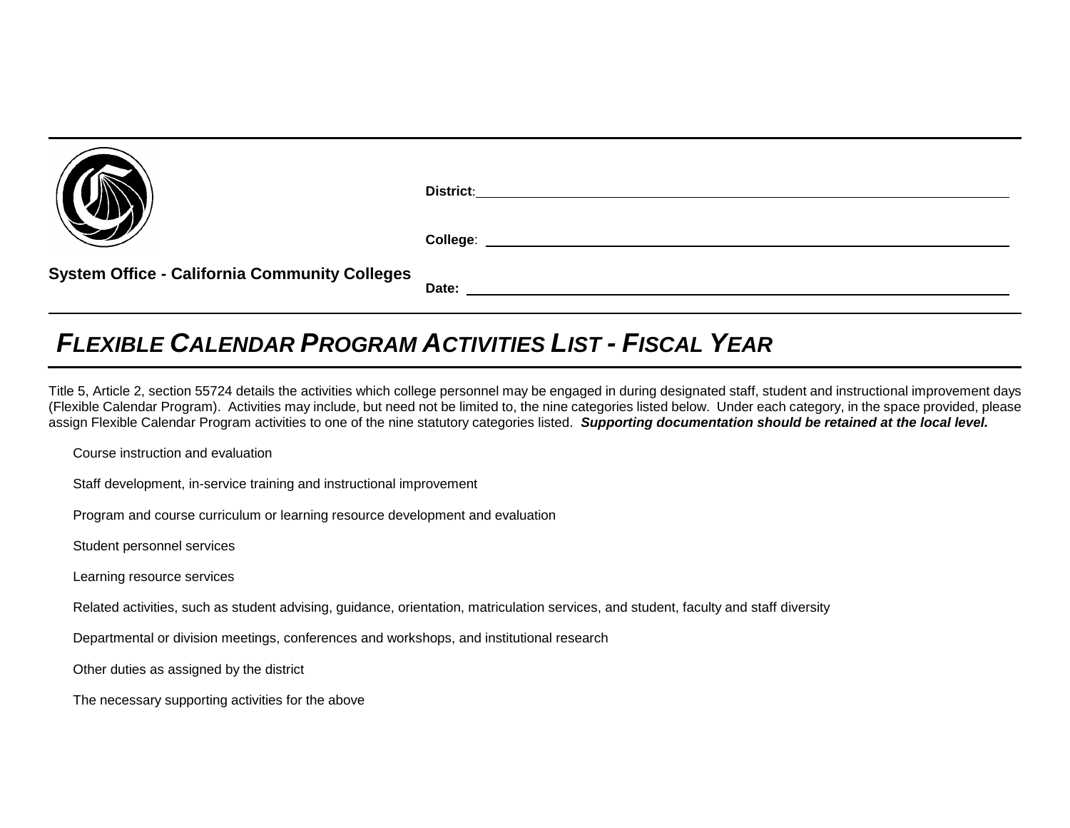**System Office - California Community Colleges**

**District**: ______________________________

**College**: ______________________________

**Date:** ______________________________

# *FLEXIBLE CALENDAR PROGRAM ACTIVITIES LIST - FISCAL YEAR*

Title 5, Article 2, section 55724 details the activities which college personnel may be engaged in during designated staff, student and instructional improvement days (Flexible Calendar Program). Activities may include, but need not be limited to, the nine categories listed below. Under each category, in the space provided, please assign Flexible Calendar Program activities to one of the nine statutory categories listed. ***Supporting documentation should be retained at the local level.***

Course instruction and evaluation

Staff development, in-service training and instructional improvement

Program and course curriculum or learning resource development and evaluation

Student personnel services

Learning resource services

Related activities, such as student advising, guidance, orientation, matriculation services, and student, faculty and staff diversity

Departmental or division meetings, conferences and workshops, and institutional research

Other duties as assigned by the district

The necessary supporting activities for the above